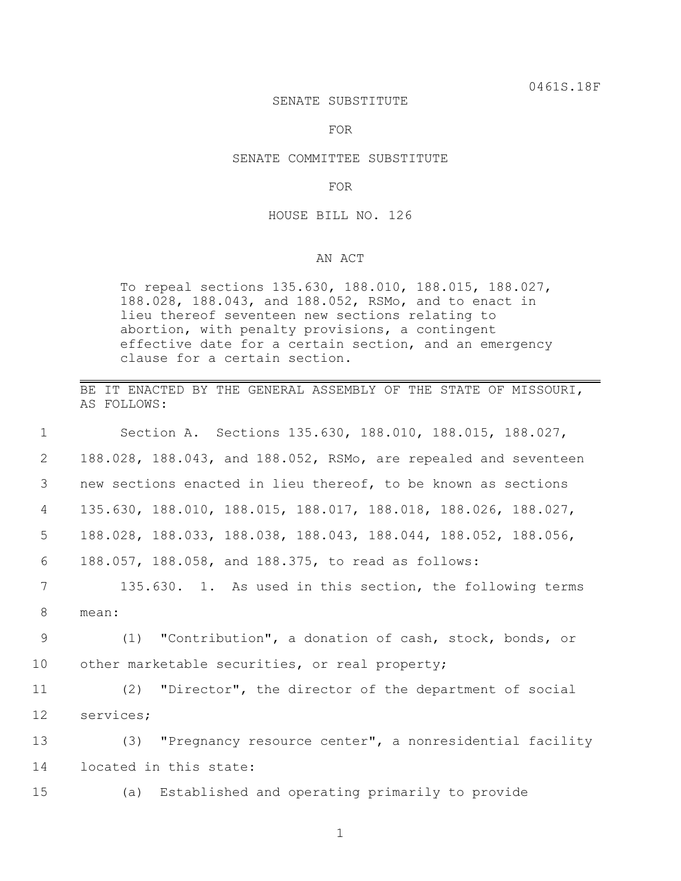0461S.18F

SENATE SUBSTITUTE

FOR

SENATE COMMITTEE SUBSTITUTE

FOR

HOUSE BILL NO. 126

AN ACT

To repeal sections 135.630, 188.010, 188.015, 188.027, 188.028, 188.043, and 188.052, RSMo, and to enact in lieu thereof seventeen new sections relating to abortion, with penalty provisions, a contingent effective date for a certain section, and an emergency clause for a certain section.

---

BE IT ENACTED BY THE GENERAL ASSEMBLY OF THE STATE OF MISSOURI, AS FOLLOWS:

1 Section A. Sections 135.630, 188.010, 188.015, 188.027,
2 188.028, 188.043, and 188.052, RSMo, are repealed and seventeen
3 new sections enacted in lieu thereof, to be known as sections
4 135.630, 188.010, 188.015, 188.017, 188.018, 188.026, 188.027,
5 188.028, 188.033, 188.038, 188.043, 188.044, 188.052, 188.056,
6 188.057, 188.058, and 188.375, to read as follows:
7 135.630. 1. As used in this section, the following terms
8 mean:
9 (1) "Contribution", a donation of cash, stock, bonds, or
10 other marketable securities, or real property;
11 (2) "Director", the director of the department of social
12 services;
13 (3) "Pregnancy resource center", a nonresidential facility
14 located in this state:
15 (a) Established and operating primarily to provide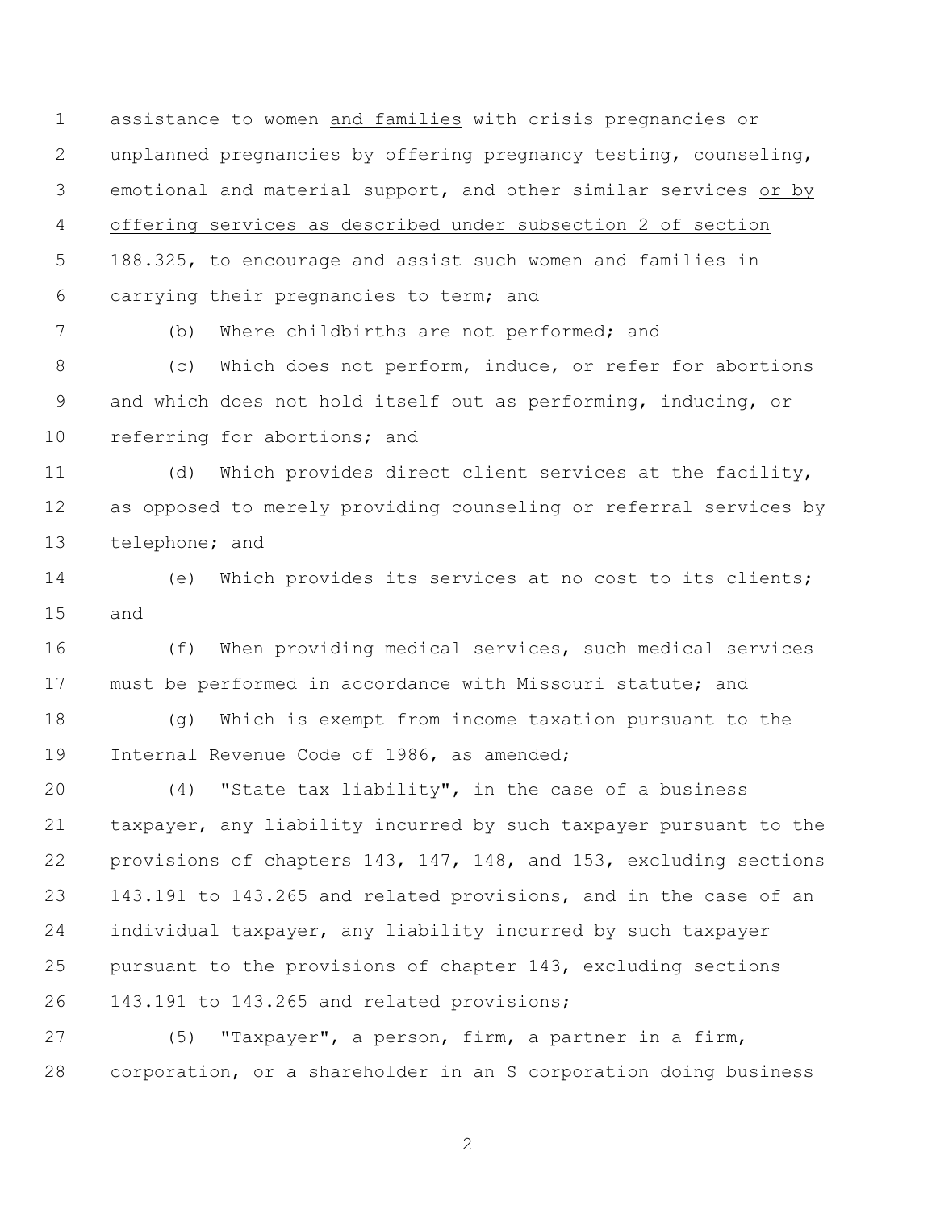assistance to women <u>and families</u> with crisis pregnancies or unplanned pregnancies by offering pregnancy testing, counseling, emotional and material support, and other similar services <u>or by offering services as described under subsection 2 of section 188.325,</u> to encourage and assist such women <u>and families</u> in carrying their pregnancies to term; and

(b) Where childbirths are not performed; and

(c) Which does not perform, induce, or refer for abortions and which does not hold itself out as performing, inducing, or referring for abortions; and

(d) Which provides direct client services at the facility, as opposed to merely providing counseling or referral services by telephone; and

(e) Which provides its services at no cost to its clients; and

(f) When providing medical services, such medical services must be performed in accordance with Missouri statute; and

(g) Which is exempt from income taxation pursuant to the Internal Revenue Code of 1986, as amended;

(4) "State tax liability", in the case of a business taxpayer, any liability incurred by such taxpayer pursuant to the provisions of chapters 143, 147, 148, and 153, excluding sections 143.191 to 143.265 and related provisions, and in the case of an individual taxpayer, any liability incurred by such taxpayer pursuant to the provisions of chapter 143, excluding sections 143.191 to 143.265 and related provisions;

(5) "Taxpayer", a person, firm, a partner in a firm, corporation, or a shareholder in an S corporation doing business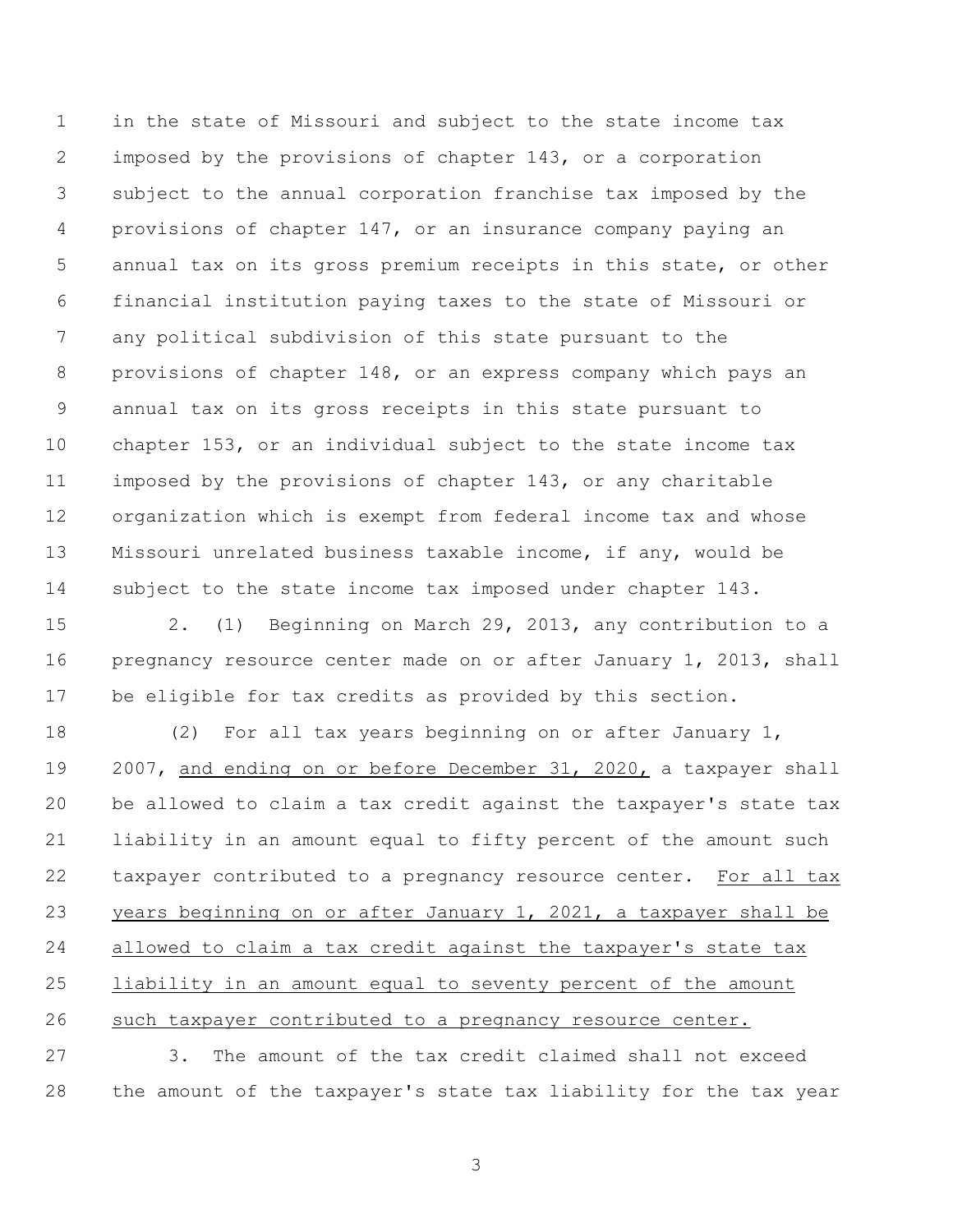in the state of Missouri and subject to the state income tax imposed by the provisions of chapter 143, or a corporation subject to the annual corporation franchise tax imposed by the provisions of chapter 147, or an insurance company paying an annual tax on its gross premium receipts in this state, or other financial institution paying taxes to the state of Missouri or any political subdivision of this state pursuant to the provisions of chapter 148, or an express company which pays an annual tax on its gross receipts in this state pursuant to chapter 153, or an individual subject to the state income tax imposed by the provisions of chapter 143, or any charitable organization which is exempt from federal income tax and whose Missouri unrelated business taxable income, if any, would be subject to the state income tax imposed under chapter 143.

2. (1) Beginning on March 29, 2013, any contribution to a pregnancy resource center made on or after January 1, 2013, shall be eligible for tax credits as provided by this section.

(2) For all tax years beginning on or after January 1, 2007, <u>and ending on or before December 31, 2020,</u> a taxpayer shall be allowed to claim a tax credit against the taxpayer's state tax liability in an amount equal to fifty percent of the amount such taxpayer contributed to a pregnancy resource center. <u>For all tax years beginning on or after January 1, 2021, a taxpayer shall be allowed to claim a tax credit against the taxpayer's state tax liability in an amount equal to seventy percent of the amount such taxpayer contributed to a pregnancy resource center.</u>

3. The amount of the tax credit claimed shall not exceed the amount of the taxpayer's state tax liability for the tax year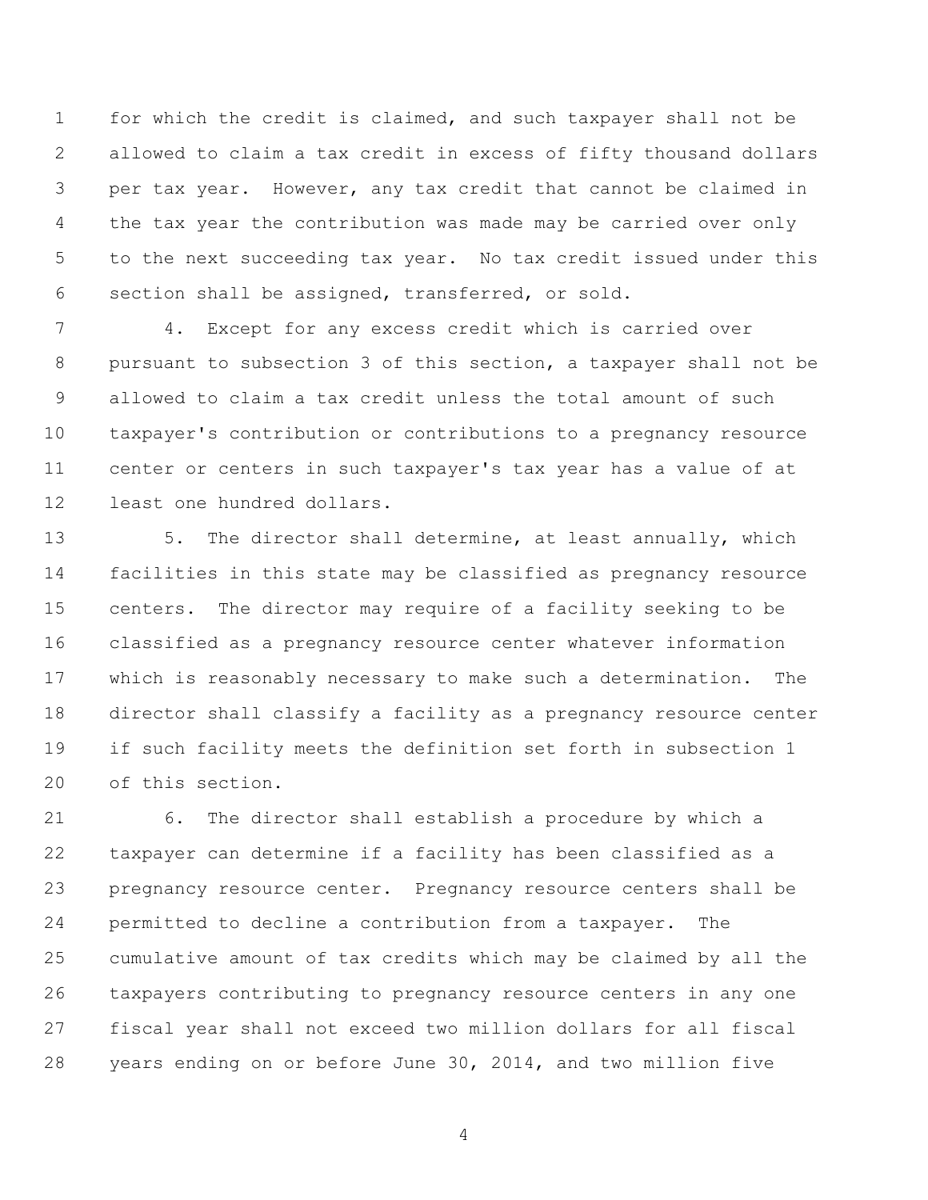for which the credit is claimed, and such taxpayer shall not be allowed to claim a tax credit in excess of fifty thousand dollars per tax year. However, any tax credit that cannot be claimed in the tax year the contribution was made may be carried over only to the next succeeding tax year. No tax credit issued under this section shall be assigned, transferred, or sold.

4. Except for any excess credit which is carried over pursuant to subsection 3 of this section, a taxpayer shall not be allowed to claim a tax credit unless the total amount of such taxpayer's contribution or contributions to a pregnancy resource center or centers in such taxpayer's tax year has a value of at least one hundred dollars.

5. The director shall determine, at least annually, which facilities in this state may be classified as pregnancy resource centers. The director may require of a facility seeking to be classified as a pregnancy resource center whatever information which is reasonably necessary to make such a determination. The director shall classify a facility as a pregnancy resource center if such facility meets the definition set forth in subsection 1 of this section.

6. The director shall establish a procedure by which a taxpayer can determine if a facility has been classified as a pregnancy resource center. Pregnancy resource centers shall be permitted to decline a contribution from a taxpayer. The cumulative amount of tax credits which may be claimed by all the taxpayers contributing to pregnancy resource centers in any one fiscal year shall not exceed two million dollars for all fiscal years ending on or before June 30, 2014, and two million five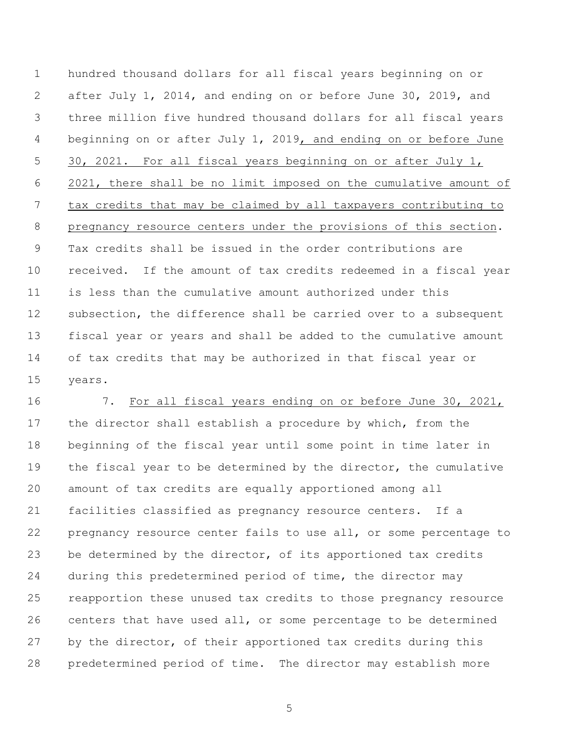hundred thousand dollars for all fiscal years beginning on or after July 1, 2014, and ending on or before June 30, 2019, and three million five hundred thousand dollars for all fiscal years beginning on or after July 1, 2019, and ending on or before June 30, 2021. For all fiscal years beginning on or after July 1, 2021, there shall be no limit imposed on the cumulative amount of tax credits that may be claimed by all taxpayers contributing to pregnancy resource centers under the provisions of this section. Tax credits shall be issued in the order contributions are received. If the amount of tax credits redeemed in a fiscal year is less than the cumulative amount authorized under this subsection, the difference shall be carried over to a subsequent fiscal year or years and shall be added to the cumulative amount of tax credits that may be authorized in that fiscal year or years.

7. For all fiscal years ending on or before June 30, 2021, the director shall establish a procedure by which, from the beginning of the fiscal year until some point in time later in the fiscal year to be determined by the director, the cumulative amount of tax credits are equally apportioned among all facilities classified as pregnancy resource centers. If a pregnancy resource center fails to use all, or some percentage to be determined by the director, of its apportioned tax credits during this predetermined period of time, the director may reapportion these unused tax credits to those pregnancy resource centers that have used all, or some percentage to be determined by the director, of their apportioned tax credits during this predetermined period of time. The director may establish more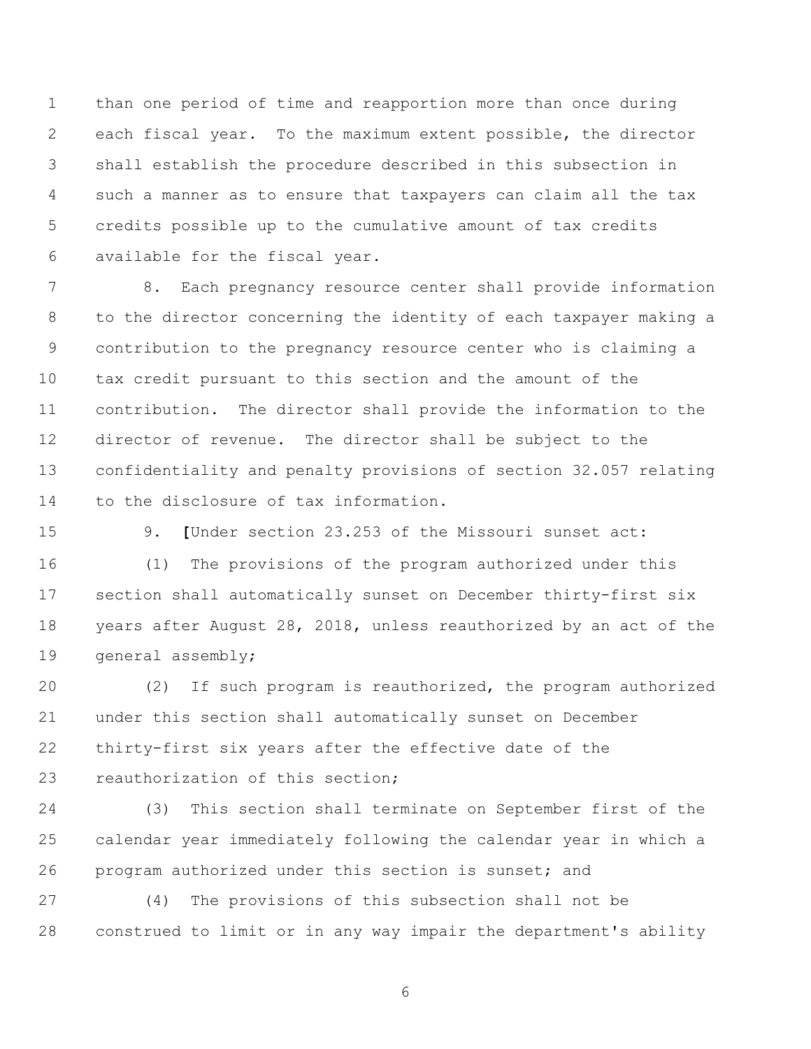than one period of time and reapportion more than once during each fiscal year. To the maximum extent possible, the director shall establish the procedure described in this subsection in such a manner as to ensure that taxpayers can claim all the tax credits possible up to the cumulative amount of tax credits available for the fiscal year.

8. Each pregnancy resource center shall provide information to the director concerning the identity of each taxpayer making a contribution to the pregnancy resource center who is claiming a tax credit pursuant to this section and the amount of the contribution. The director shall provide the information to the director of revenue. The director shall be subject to the confidentiality and penalty provisions of section 32.057 relating to the disclosure of tax information.

9. **[**Under section 23.253 of the Missouri sunset act:

(1) The provisions of the program authorized under this section shall automatically sunset on December thirty-first six years after August 28, 2018, unless reauthorized by an act of the general assembly;

(2) If such program is reauthorized, the program authorized under this section shall automatically sunset on December thirty-first six years after the effective date of the reauthorization of this section;

(3) This section shall terminate on September first of the calendar year immediately following the calendar year in which a program authorized under this section is sunset; and

(4) The provisions of this subsection shall not be construed to limit or in any way impair the department's ability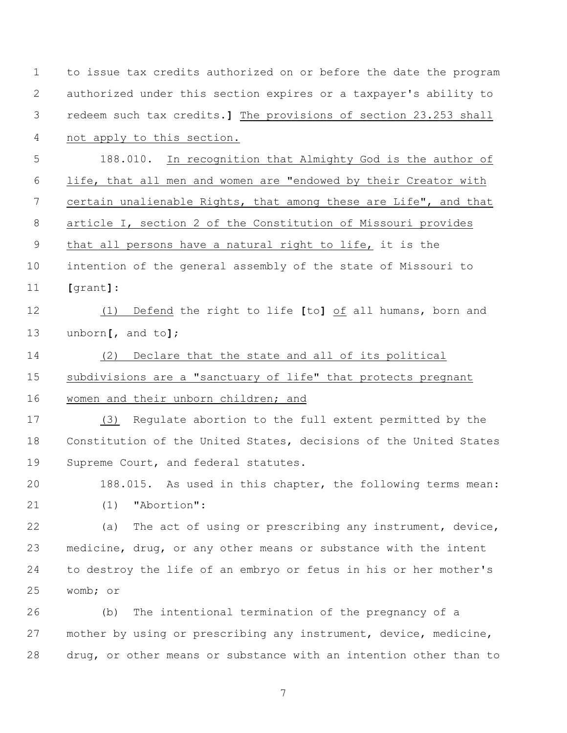to issue tax credits authorized on or before the date the program authorized under this section expires or a taxpayer's ability to redeem such tax credits.] The provisions of section 23.253 shall not apply to this section.

188.010. In recognition that Almighty God is the author of life, that all men and women are "endowed by their Creator with certain unalienable Rights, that among these are Life", and that article I, section 2 of the Constitution of Missouri provides that all persons have a natural right to life, it is the intention of the general assembly of the state of Missouri to [grant]:

(1) Defend the right to life [to] of all humans, born and unborn[, and to];

(2) Declare that the state and all of its political subdivisions are a "sanctuary of life" that protects pregnant women and their unborn children; and

(3) Regulate abortion to the full extent permitted by the Constitution of the United States, decisions of the United States Supreme Court, and federal statutes.

188.015. As used in this chapter, the following terms mean:

(1) "Abortion":

(a) The act of using or prescribing any instrument, device, medicine, drug, or any other means or substance with the intent to destroy the life of an embryo or fetus in his or her mother's womb; or

(b) The intentional termination of the pregnancy of a mother by using or prescribing any instrument, device, medicine, drug, or other means or substance with an intention other than to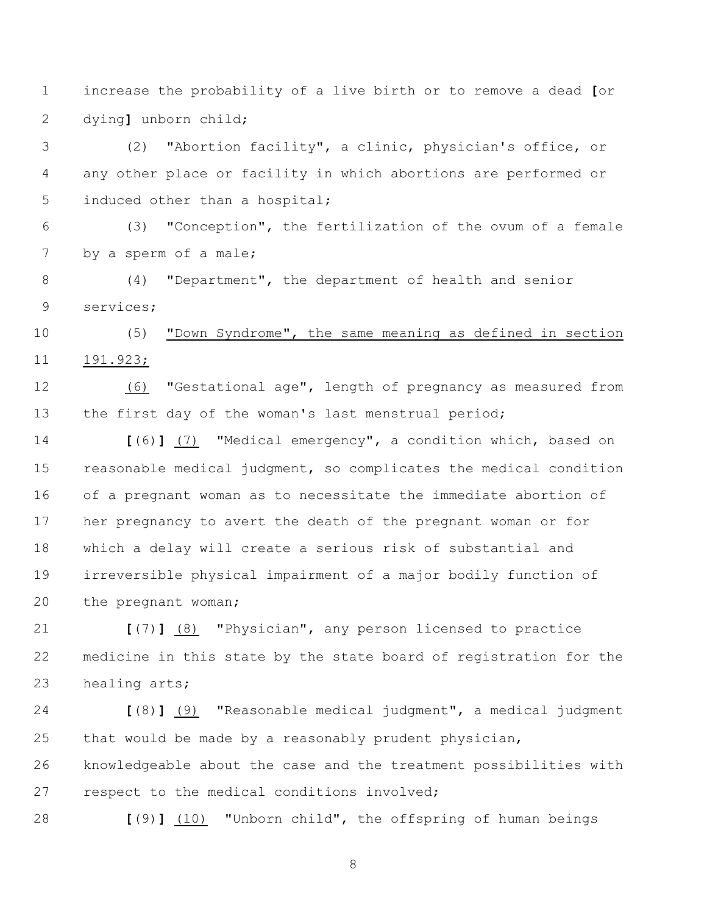increase the probability of a live birth or to remove a dead **[**or dying**]** unborn child;

(2) "Abortion facility", a clinic, physician's office, or any other place or facility in which abortions are performed or induced other than a hospital;

(3) "Conception", the fertilization of the ovum of a female by a sperm of a male;

(4) "Department", the department of health and senior services;

(5) <u>"Down Syndrome", the same meaning as defined in section 191.923;</u>

<u>(6)</u> "Gestational age", length of pregnancy as measured from the first day of the woman's last menstrual period;

**[**(6)**]** <u>(7)</u> "Medical emergency", a condition which, based on reasonable medical judgment, so complicates the medical condition of a pregnant woman as to necessitate the immediate abortion of her pregnancy to avert the death of the pregnant woman or for which a delay will create a serious risk of substantial and irreversible physical impairment of a major bodily function of the pregnant woman;

**[**(7)**]** <u>(8)</u> "Physician", any person licensed to practice medicine in this state by the state board of registration for the healing arts;

**[**(8)**]** <u>(9)</u> "Reasonable medical judgment", a medical judgment that would be made by a reasonably prudent physician, knowledgeable about the case and the treatment possibilities with respect to the medical conditions involved;

**[**(9)**]** <u>(10)</u> "Unborn child", the offspring of human beings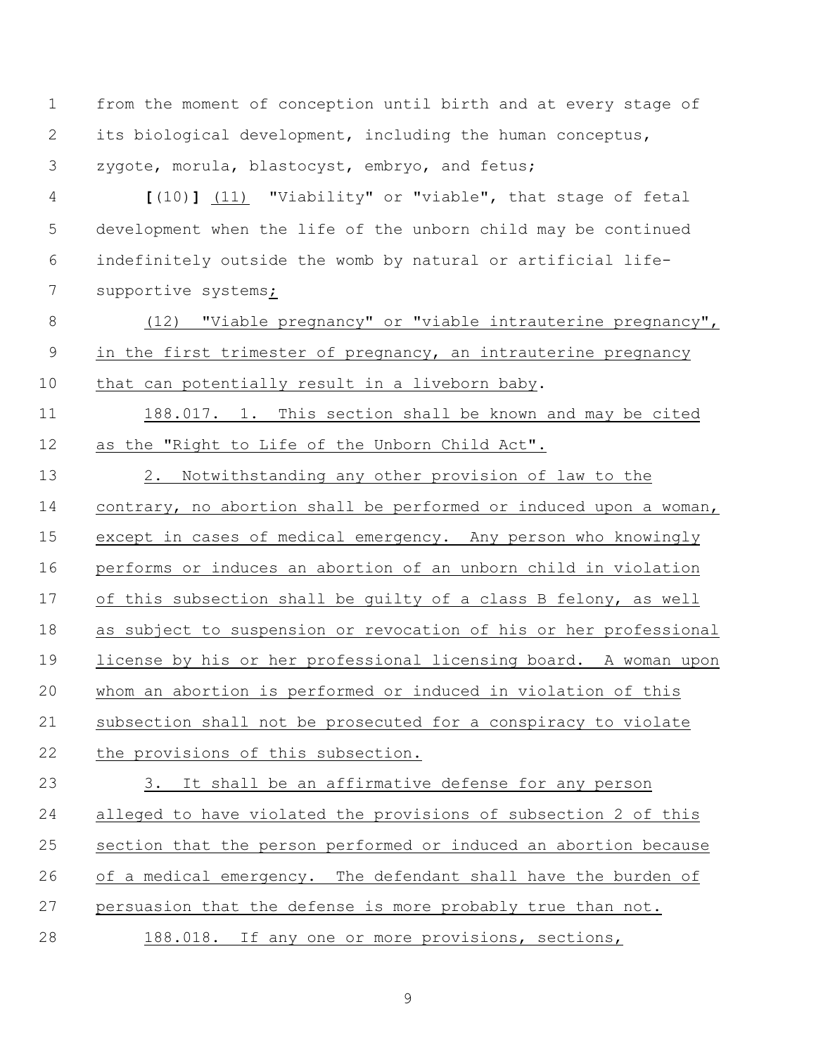from the moment of conception until birth and at every stage of its biological development, including the human conceptus, zygote, morula, blastocyst, embryo, and fetus;

**[**(10)**]** (11) "Viability" or "viable", that stage of fetal development when the life of the unborn child may be continued indefinitely outside the womb by natural or artificial life-supportive systems;

(12) "Viable pregnancy" or "viable intrauterine pregnancy", in the first trimester of pregnancy, an intrauterine pregnancy that can potentially result in a liveborn baby.

188.017. 1. This section shall be known and may be cited as the "Right to Life of the Unborn Child Act".

2. Notwithstanding any other provision of law to the contrary, no abortion shall be performed or induced upon a woman, except in cases of medical emergency. Any person who knowingly performs or induces an abortion of an unborn child in violation of this subsection shall be guilty of a class B felony, as well as subject to suspension or revocation of his or her professional license by his or her professional licensing board. A woman upon whom an abortion is performed or induced in violation of this subsection shall not be prosecuted for a conspiracy to violate the provisions of this subsection.

3. It shall be an affirmative defense for any person alleged to have violated the provisions of subsection 2 of this section that the person performed or induced an abortion because of a medical emergency. The defendant shall have the burden of persuasion that the defense is more probably true than not.

188.018. If any one or more provisions, sections,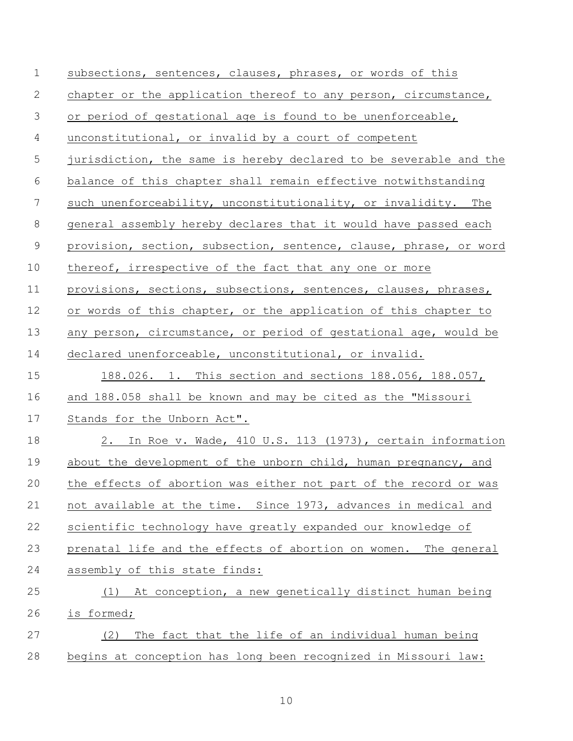subsections, sentences, clauses, phrases, or words of this chapter or the application thereof to any person, circumstance, or period of gestational age is found to be unenforceable, unconstitutional, or invalid by a court of competent jurisdiction, the same is hereby declared to be severable and the balance of this chapter shall remain effective notwithstanding such unenforceability, unconstitutionality, or invalidity. The general assembly hereby declares that it would have passed each provision, section, subsection, sentence, clause, phrase, or word thereof, irrespective of the fact that any one or more provisions, sections, subsections, sentences, clauses, phrases, or words of this chapter, or the application of this chapter to any person, circumstance, or period of gestational age, would be declared unenforceable, unconstitutional, or invalid.

188.026. 1. This section and sections 188.056, 188.057, and 188.058 shall be known and may be cited as the "Missouri Stands for the Unborn Act".

2. In Roe v. Wade, 410 U.S. 113 (1973), certain information about the development of the unborn child, human pregnancy, and the effects of abortion was either not part of the record or was not available at the time. Since 1973, advances in medical and scientific technology have greatly expanded our knowledge of prenatal life and the effects of abortion on women. The general assembly of this state finds:

(1) At conception, a new genetically distinct human being is formed;

(2) The fact that the life of an individual human being begins at conception has long been recognized in Missouri law: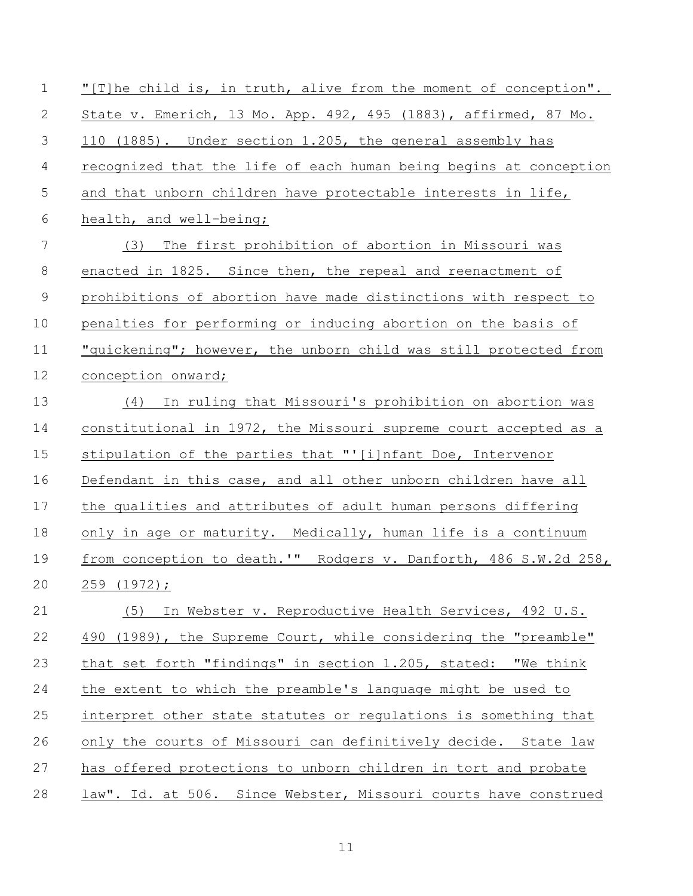"[T]he child is, in truth, alive from the moment of conception". State v. Emerich, 13 Mo. App. 492, 495 (1883), affirmed, 87 Mo. 110 (1885). Under section 1.205, the general assembly has recognized that the life of each human being begins at conception and that unborn children have protectable interests in life, health, and well-being;

(3) The first prohibition of abortion in Missouri was enacted in 1825. Since then, the repeal and reenactment of prohibitions of abortion have made distinctions with respect to penalties for performing or inducing abortion on the basis of "quickening"; however, the unborn child was still protected from conception onward;

(4) In ruling that Missouri's prohibition on abortion was constitutional in 1972, the Missouri supreme court accepted as a stipulation of the parties that "'[i]nfant Doe, Intervenor Defendant in this case, and all other unborn children have all the qualities and attributes of adult human persons differing only in age or maturity. Medically, human life is a continuum from conception to death.'" Rodgers v. Danforth, 486 S.W.2d 258, 259 (1972);

(5) In Webster v. Reproductive Health Services, 492 U.S. 490 (1989), the Supreme Court, while considering the "preamble" that set forth "findings" in section 1.205, stated: "We think the extent to which the preamble's language might be used to interpret other state statutes or regulations is something that only the courts of Missouri can definitively decide. State law has offered protections to unborn children in tort and probate law". Id. at 506. Since Webster, Missouri courts have construed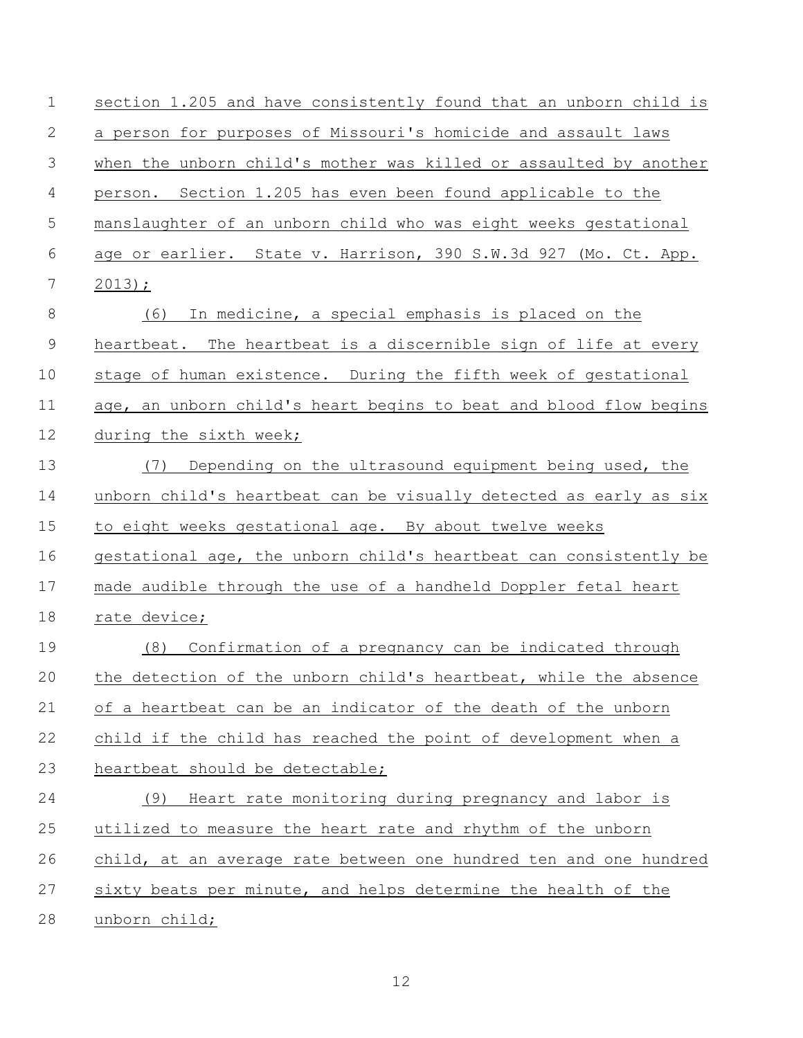section 1.205 and have consistently found that an unborn child is a person for purposes of Missouri's homicide and assault laws when the unborn child's mother was killed or assaulted by another person. Section 1.205 has even been found applicable to the manslaughter of an unborn child who was eight weeks gestational age or earlier. State v. Harrison, 390 S.W.3d 927 (Mo. Ct. App. 2013);

(6) In medicine, a special emphasis is placed on the heartbeat. The heartbeat is a discernible sign of life at every stage of human existence. During the fifth week of gestational age, an unborn child's heart begins to beat and blood flow begins during the sixth week;

(7) Depending on the ultrasound equipment being used, the unborn child's heartbeat can be visually detected as early as six to eight weeks gestational age. By about twelve weeks gestational age, the unborn child's heartbeat can consistently be made audible through the use of a handheld Doppler fetal heart rate device;

(8) Confirmation of a pregnancy can be indicated through the detection of the unborn child's heartbeat, while the absence of a heartbeat can be an indicator of the death of the unborn child if the child has reached the point of development when a heartbeat should be detectable;

(9) Heart rate monitoring during pregnancy and labor is utilized to measure the heart rate and rhythm of the unborn child, at an average rate between one hundred ten and one hundred sixty beats per minute, and helps determine the health of the unborn child;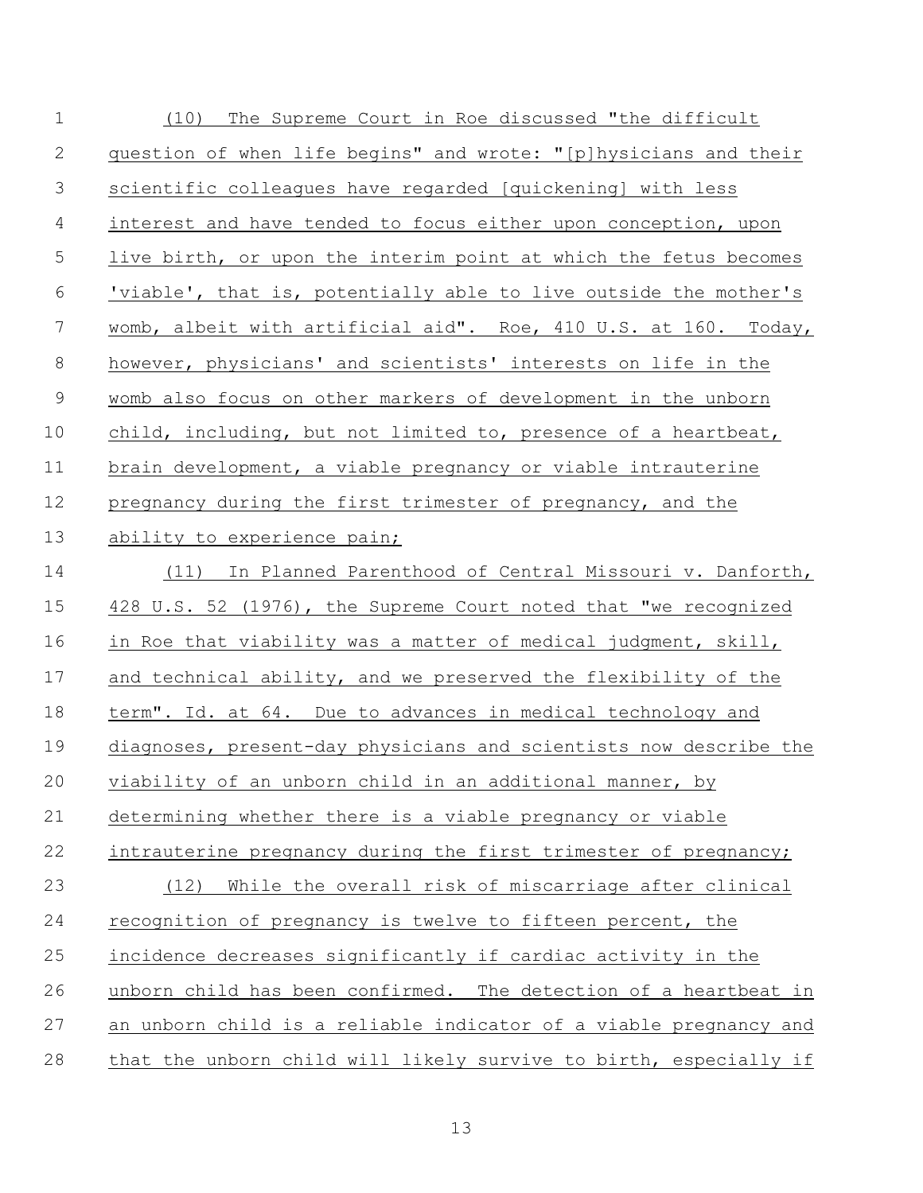(10) The Supreme Court in Roe discussed "the difficult question of when life begins" and wrote: "[p]hysicians and their scientific colleagues have regarded [quickening] with less interest and have tended to focus either upon conception, upon live birth, or upon the interim point at which the fetus becomes 'viable', that is, potentially able to live outside the mother's womb, albeit with artificial aid". Roe, 410 U.S. at 160. Today, however, physicians' and scientists' interests on life in the womb also focus on other markers of development in the unborn child, including, but not limited to, presence of a heartbeat, brain development, a viable pregnancy or viable intrauterine pregnancy during the first trimester of pregnancy, and the ability to experience pain;

(11) In Planned Parenthood of Central Missouri v. Danforth, 428 U.S. 52 (1976), the Supreme Court noted that "we recognized in Roe that viability was a matter of medical judgment, skill, and technical ability, and we preserved the flexibility of the term". Id. at 64. Due to advances in medical technology and diagnoses, present-day physicians and scientists now describe the viability of an unborn child in an additional manner, by determining whether there is a viable pregnancy or viable intrauterine pregnancy during the first trimester of pregnancy;

(12) While the overall risk of miscarriage after clinical recognition of pregnancy is twelve to fifteen percent, the incidence decreases significantly if cardiac activity in the unborn child has been confirmed. The detection of a heartbeat in an unborn child is a reliable indicator of a viable pregnancy and that the unborn child will likely survive to birth, especially if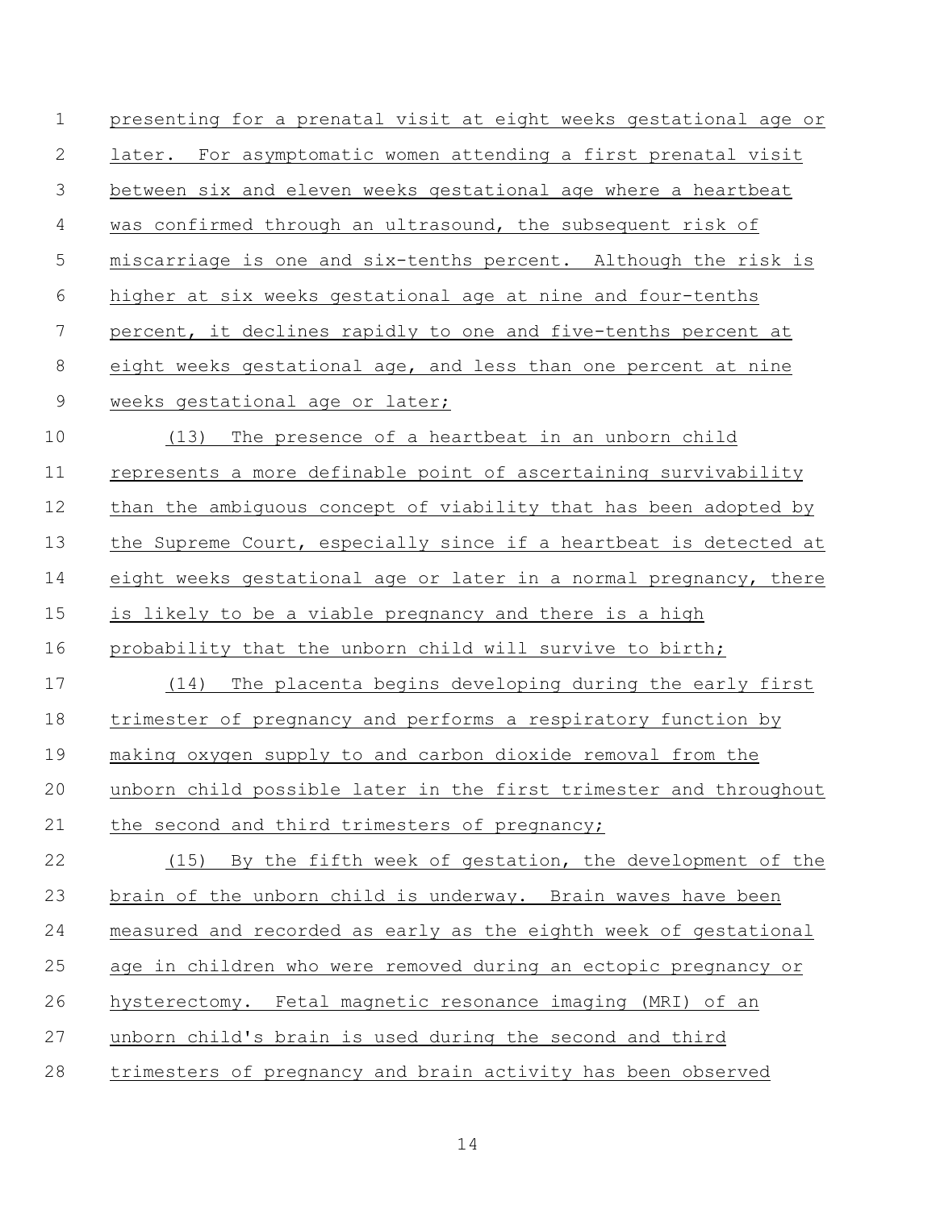presenting for a prenatal visit at eight weeks gestational age or later. For asymptomatic women attending a first prenatal visit between six and eleven weeks gestational age where a heartbeat was confirmed through an ultrasound, the subsequent risk of miscarriage is one and six-tenths percent. Although the risk is higher at six weeks gestational age at nine and four-tenths percent, it declines rapidly to one and five-tenths percent at eight weeks gestational age, and less than one percent at nine weeks gestational age or later;

(13) The presence of a heartbeat in an unborn child represents a more definable point of ascertaining survivability than the ambiguous concept of viability that has been adopted by the Supreme Court, especially since if a heartbeat is detected at eight weeks gestational age or later in a normal pregnancy, there is likely to be a viable pregnancy and there is a high probability that the unborn child will survive to birth;

(14) The placenta begins developing during the early first trimester of pregnancy and performs a respiratory function by making oxygen supply to and carbon dioxide removal from the unborn child possible later in the first trimester and throughout the second and third trimesters of pregnancy;

(15) By the fifth week of gestation, the development of the brain of the unborn child is underway. Brain waves have been measured and recorded as early as the eighth week of gestational age in children who were removed during an ectopic pregnancy or hysterectomy. Fetal magnetic resonance imaging (MRI) of an unborn child's brain is used during the second and third trimesters of pregnancy and brain activity has been observed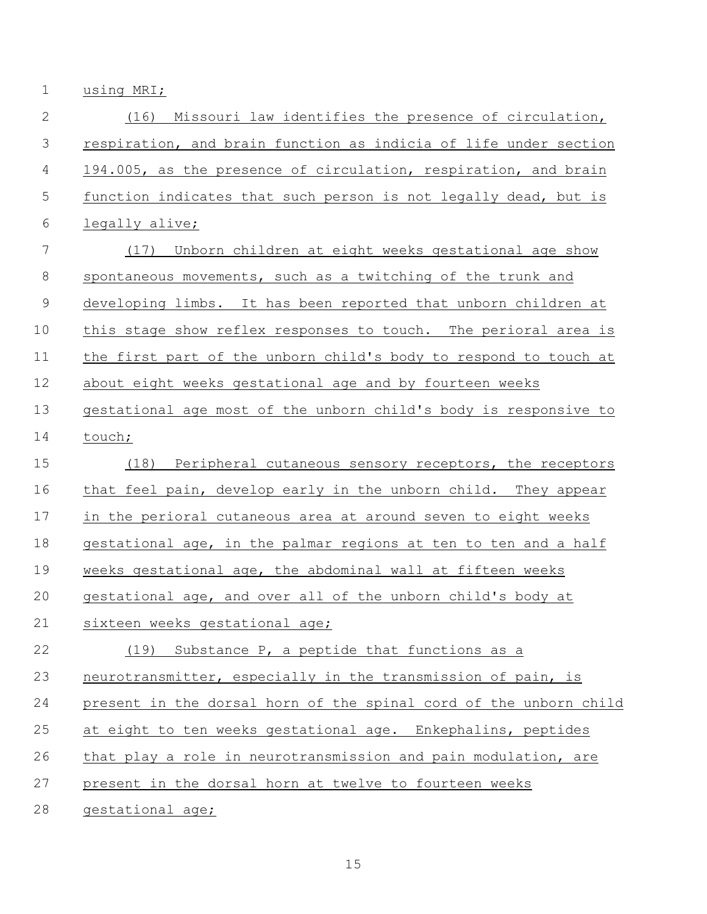using MRI;

(16) Missouri law identifies the presence of circulation, respiration, and brain function as indicia of life under section 194.005, as the presence of circulation, respiration, and brain function indicates that such person is not legally dead, but is legally alive;

(17) Unborn children at eight weeks gestational age show spontaneous movements, such as a twitching of the trunk and developing limbs. It has been reported that unborn children at this stage show reflex responses to touch. The perioral area is the first part of the unborn child's body to respond to touch at about eight weeks gestational age and by fourteen weeks gestational age most of the unborn child's body is responsive to touch;

(18) Peripheral cutaneous sensory receptors, the receptors that feel pain, develop early in the unborn child. They appear in the perioral cutaneous area at around seven to eight weeks gestational age, in the palmar regions at ten to ten and a half weeks gestational age, the abdominal wall at fifteen weeks gestational age, and over all of the unborn child's body at sixteen weeks gestational age;

(19) Substance P, a peptide that functions as a neurotransmitter, especially in the transmission of pain, is present in the dorsal horn of the spinal cord of the unborn child at eight to ten weeks gestational age. Enkephalins, peptides that play a role in neurotransmission and pain modulation, are present in the dorsal horn at twelve to fourteen weeks gestational age;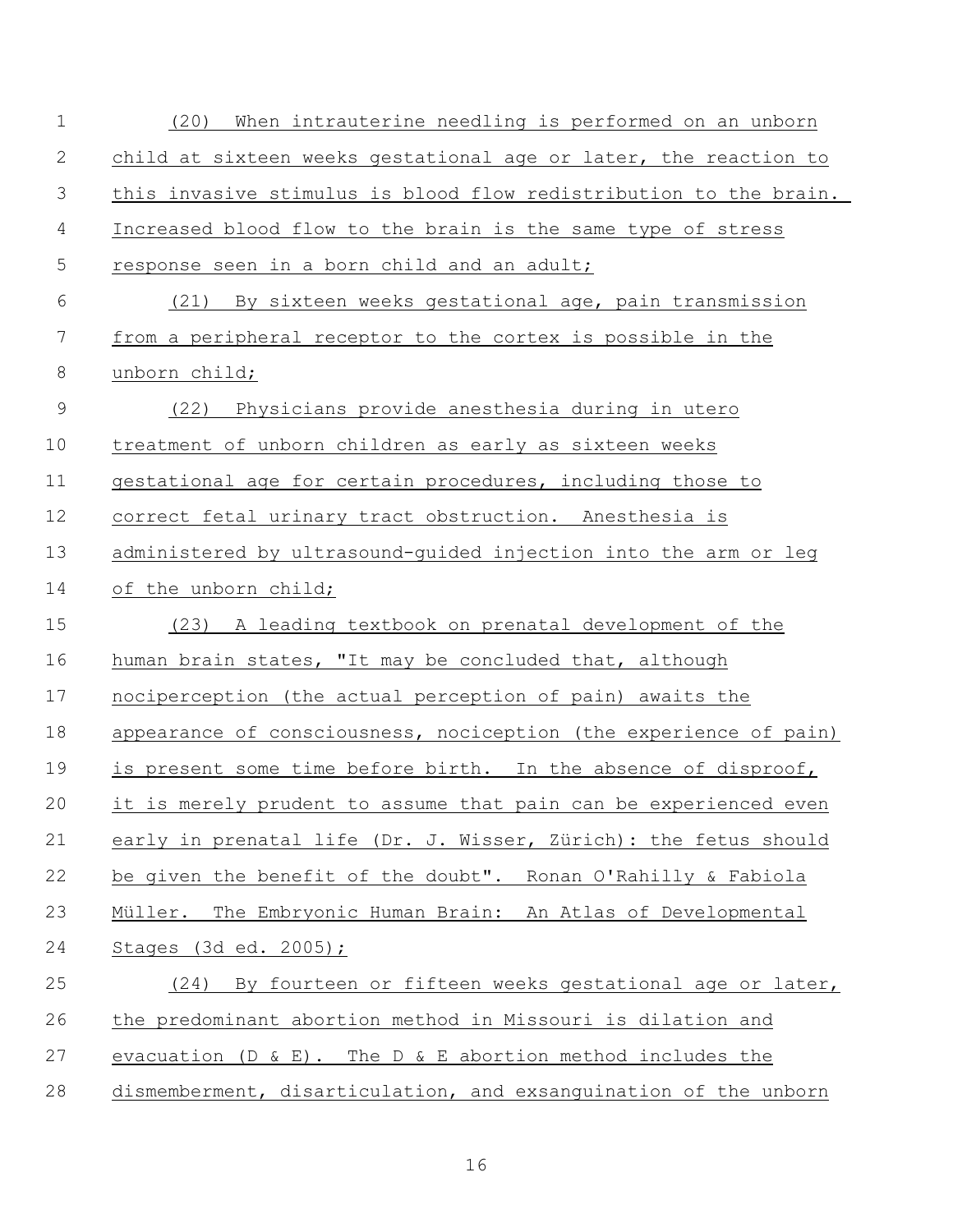(20) When intrauterine needling is performed on an unborn child at sixteen weeks gestational age or later, the reaction to this invasive stimulus is blood flow redistribution to the brain. Increased blood flow to the brain is the same type of stress response seen in a born child and an adult;

(21) By sixteen weeks gestational age, pain transmission from a peripheral receptor to the cortex is possible in the unborn child;

(22) Physicians provide anesthesia during in utero treatment of unborn children as early as sixteen weeks gestational age for certain procedures, including those to correct fetal urinary tract obstruction. Anesthesia is administered by ultrasound-guided injection into the arm or leg of the unborn child;

(23) A leading textbook on prenatal development of the human brain states, "It may be concluded that, although nociperception (the actual perception of pain) awaits the appearance of consciousness, nociception (the experience of pain) is present some time before birth. In the absence of disproof, it is merely prudent to assume that pain can be experienced even early in prenatal life (Dr. J. Wisser, Zürich): the fetus should be given the benefit of the doubt". Ronan O'Rahilly & Fabiola Müller. The Embryonic Human Brain: An Atlas of Developmental Stages (3d ed. 2005);

(24) By fourteen or fifteen weeks gestational age or later, the predominant abortion method in Missouri is dilation and evacuation (D & E). The D & E abortion method includes the dismemberment, disarticulation, and exsanguination of the unborn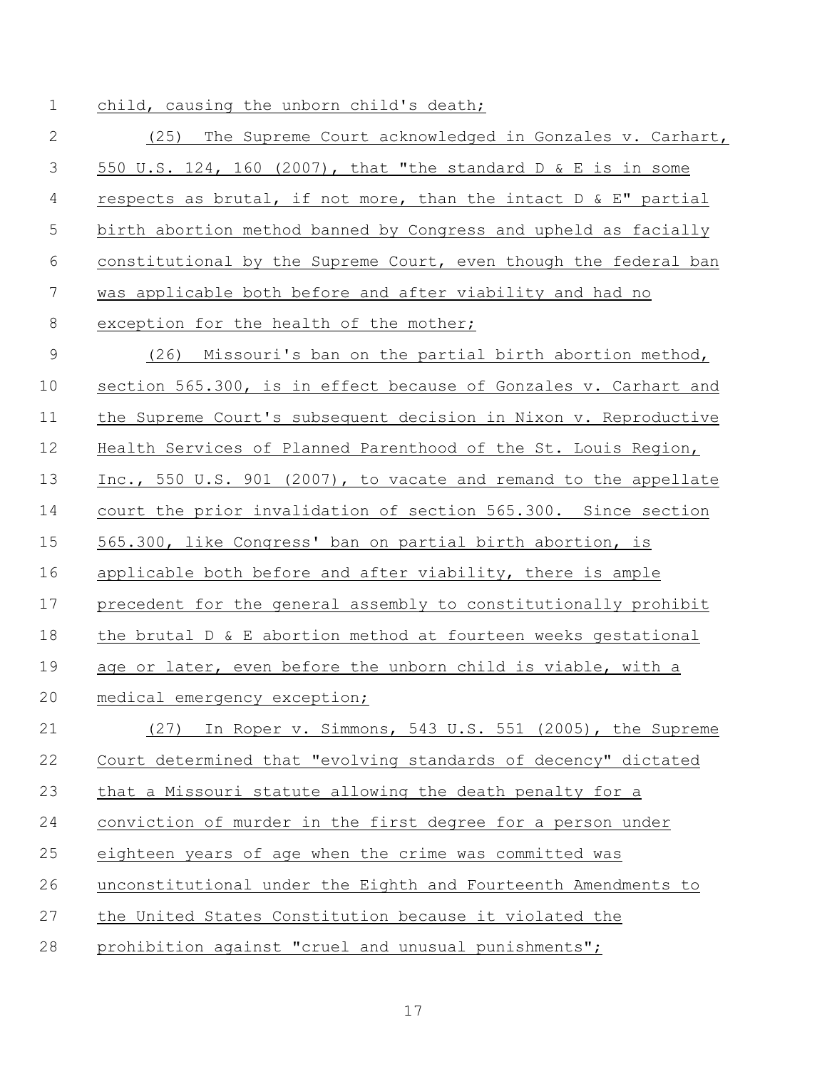child, causing the unborn child's death;

(25) The Supreme Court acknowledged in Gonzales v. Carhart, 550 U.S. 124, 160 (2007), that "the standard D & E is in some respects as brutal, if not more, than the intact D & E" partial birth abortion method banned by Congress and upheld as facially constitutional by the Supreme Court, even though the federal ban was applicable both before and after viability and had no exception for the health of the mother;

(26) Missouri's ban on the partial birth abortion method, section 565.300, is in effect because of Gonzales v. Carhart and the Supreme Court's subsequent decision in Nixon v. Reproductive Health Services of Planned Parenthood of the St. Louis Region, Inc., 550 U.S. 901 (2007), to vacate and remand to the appellate court the prior invalidation of section 565.300. Since section 565.300, like Congress' ban on partial birth abortion, is applicable both before and after viability, there is ample precedent for the general assembly to constitutionally prohibit the brutal D & E abortion method at fourteen weeks gestational age or later, even before the unborn child is viable, with a medical emergency exception;

(27) In Roper v. Simmons, 543 U.S. 551 (2005), the Supreme Court determined that "evolving standards of decency" dictated that a Missouri statute allowing the death penalty for a conviction of murder in the first degree for a person under eighteen years of age when the crime was committed was unconstitutional under the Eighth and Fourteenth Amendments to the United States Constitution because it violated the prohibition against "cruel and unusual punishments";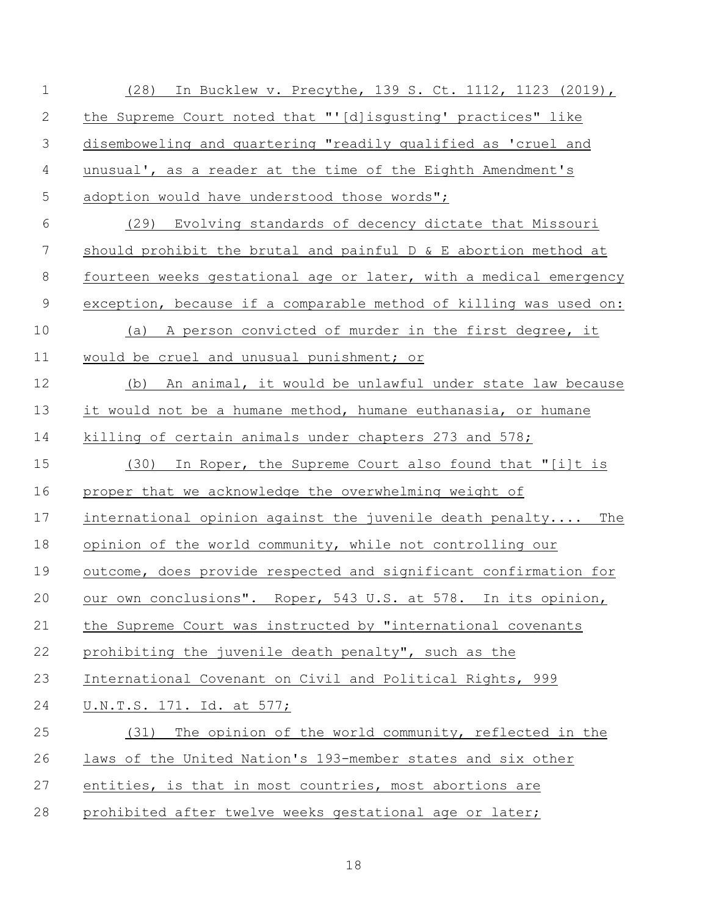(28) In Bucklew v. Precythe, 139 S. Ct. 1112, 1123 (2019), the Supreme Court noted that "'[d]isgusting' practices" like disemboweling and quartering "readily qualified as 'cruel and unusual', as a reader at the time of the Eighth Amendment's adoption would have understood those words";

(29) Evolving standards of decency dictate that Missouri should prohibit the brutal and painful D & E abortion method at fourteen weeks gestational age or later, with a medical emergency exception, because if a comparable method of killing was used on:

(a) A person convicted of murder in the first degree, it would be cruel and unusual punishment; or

(b) An animal, it would be unlawful under state law because it would not be a humane method, humane euthanasia, or humane killing of certain animals under chapters 273 and 578;

(30) In Roper, the Supreme Court also found that "[i]t is proper that we acknowledge the overwhelming weight of international opinion against the juvenile death penalty.... The opinion of the world community, while not controlling our outcome, does provide respected and significant confirmation for our own conclusions". Roper, 543 U.S. at 578. In its opinion, the Supreme Court was instructed by "international covenants prohibiting the juvenile death penalty", such as the International Covenant on Civil and Political Rights, 999 U.N.T.S. 171. Id. at 577;

(31) The opinion of the world community, reflected in the laws of the United Nation's 193-member states and six other entities, is that in most countries, most abortions are prohibited after twelve weeks gestational age or later;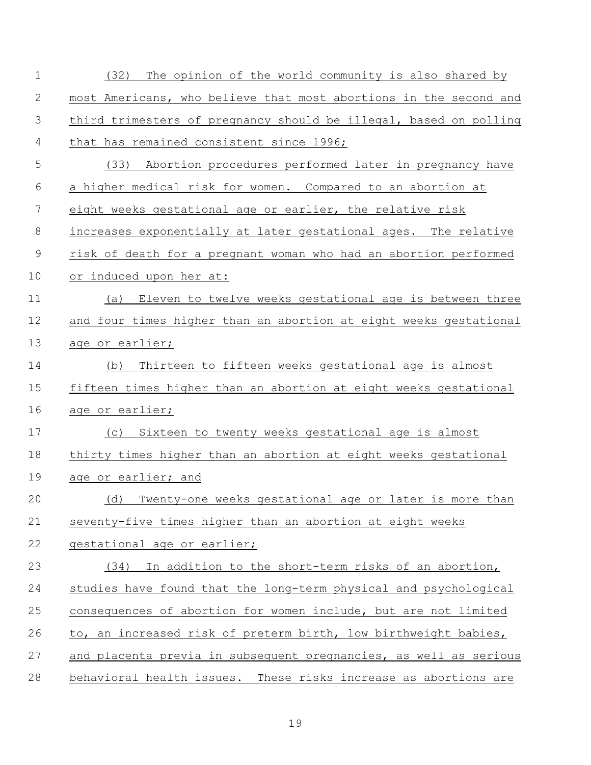(32) The opinion of the world community is also shared by most Americans, who believe that most abortions in the second and third trimesters of pregnancy should be illegal, based on polling that has remained consistent since 1996;

(33) Abortion procedures performed later in pregnancy have a higher medical risk for women. Compared to an abortion at eight weeks gestational age or earlier, the relative risk increases exponentially at later gestational ages. The relative risk of death for a pregnant woman who had an abortion performed or induced upon her at:

(a) Eleven to twelve weeks gestational age is between three and four times higher than an abortion at eight weeks gestational age or earlier;

(b) Thirteen to fifteen weeks gestational age is almost fifteen times higher than an abortion at eight weeks gestational age or earlier;

(c) Sixteen to twenty weeks gestational age is almost thirty times higher than an abortion at eight weeks gestational age or earlier; and

(d) Twenty-one weeks gestational age or later is more than seventy-five times higher than an abortion at eight weeks gestational age or earlier;

(34) In addition to the short-term risks of an abortion, studies have found that the long-term physical and psychological consequences of abortion for women include, but are not limited to, an increased risk of preterm birth, low birthweight babies, and placenta previa in subsequent pregnancies, as well as serious behavioral health issues. These risks increase as abortions are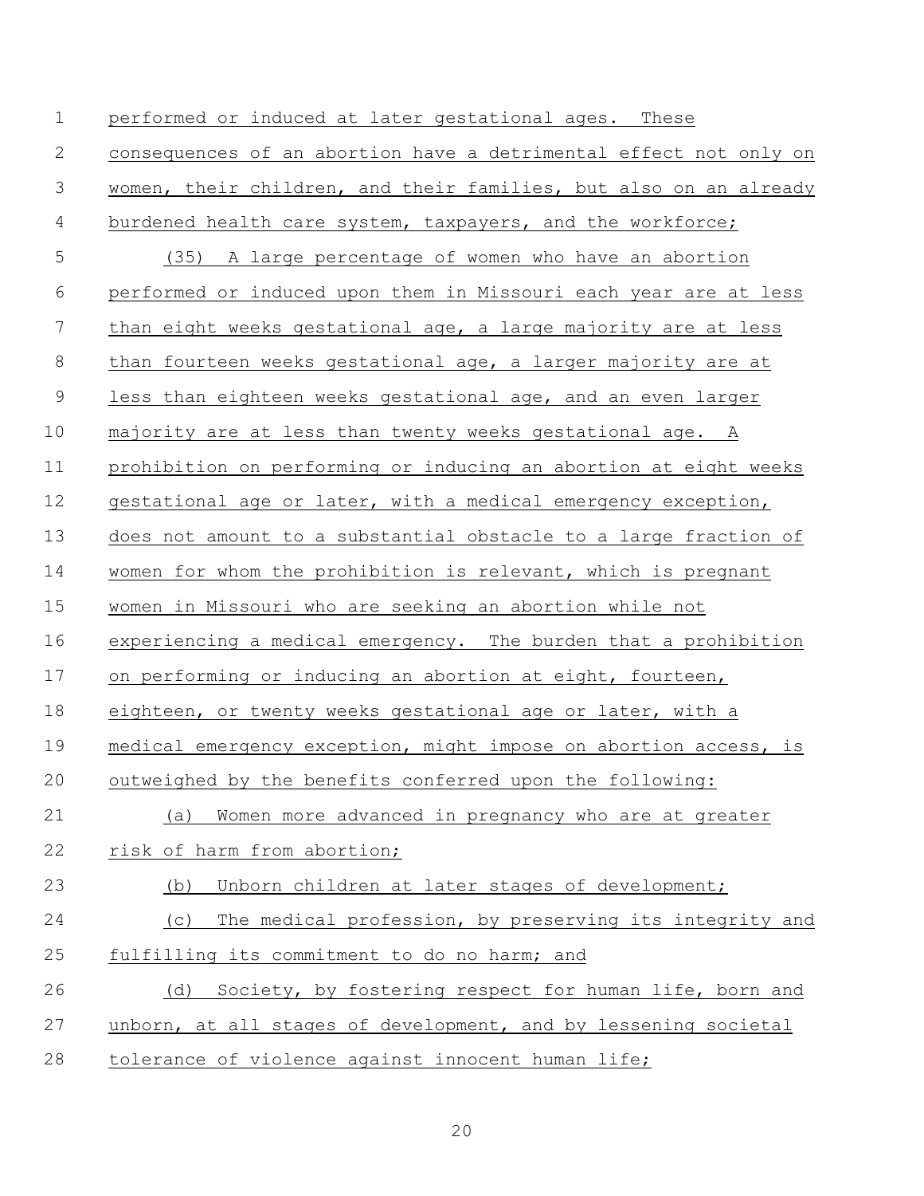performed or induced at later gestational ages. These consequences of an abortion have a detrimental effect not only on women, their children, and their families, but also on an already burdened health care system, taxpayers, and the workforce;

(35) A large percentage of women who have an abortion performed or induced upon them in Missouri each year are at less than eight weeks gestational age, a large majority are at less than fourteen weeks gestational age, a larger majority are at less than eighteen weeks gestational age, and an even larger majority are at less than twenty weeks gestational age. A prohibition on performing or inducing an abortion at eight weeks gestational age or later, with a medical emergency exception, does not amount to a substantial obstacle to a large fraction of women for whom the prohibition is relevant, which is pregnant women in Missouri who are seeking an abortion while not experiencing a medical emergency. The burden that a prohibition on performing or inducing an abortion at eight, fourteen, eighteen, or twenty weeks gestational age or later, with a medical emergency exception, might impose on abortion access, is outweighed by the benefits conferred upon the following:

(a) Women more advanced in pregnancy who are at greater risk of harm from abortion;

(b) Unborn children at later stages of development;

(c) The medical profession, by preserving its integrity and fulfilling its commitment to do no harm; and

(d) Society, by fostering respect for human life, born and unborn, at all stages of development, and by lessening societal tolerance of violence against innocent human life;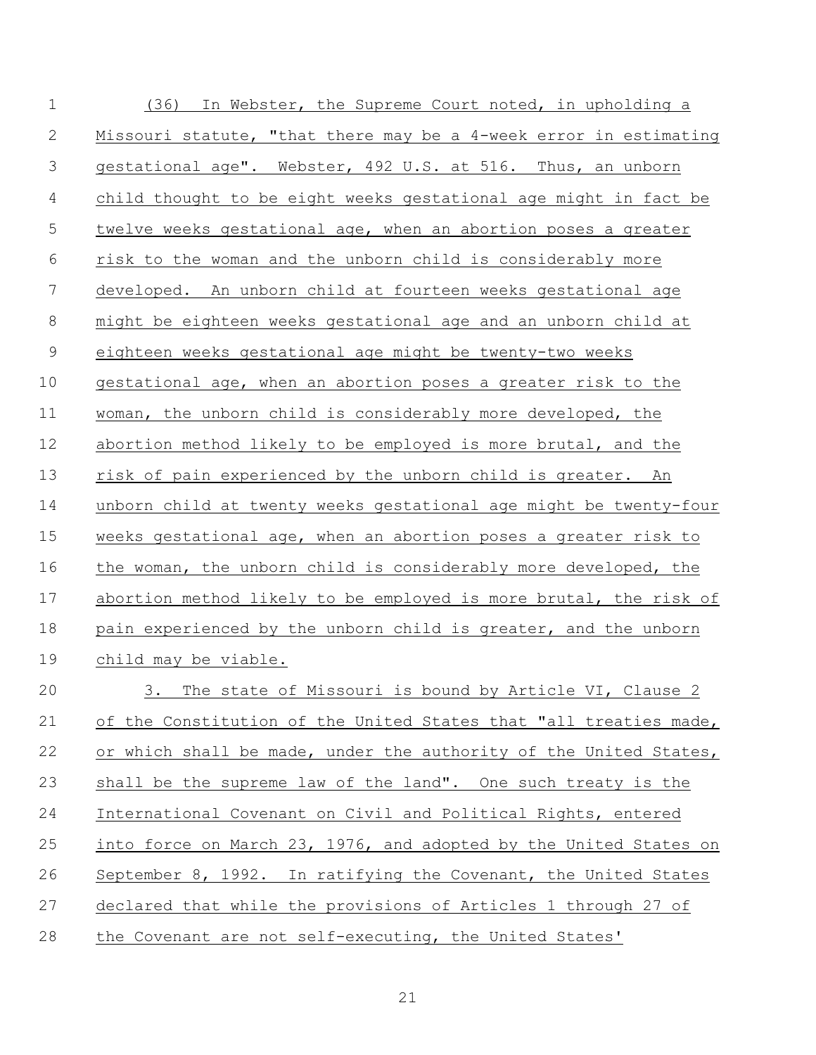(36) In Webster, the Supreme Court noted, in upholding a Missouri statute, "that there may be a 4-week error in estimating gestational age". Webster, 492 U.S. at 516. Thus, an unborn child thought to be eight weeks gestational age might in fact be twelve weeks gestational age, when an abortion poses a greater risk to the woman and the unborn child is considerably more developed. An unborn child at fourteen weeks gestational age might be eighteen weeks gestational age and an unborn child at eighteen weeks gestational age might be twenty-two weeks gestational age, when an abortion poses a greater risk to the woman, the unborn child is considerably more developed, the abortion method likely to be employed is more brutal, and the risk of pain experienced by the unborn child is greater. An unborn child at twenty weeks gestational age might be twenty-four weeks gestational age, when an abortion poses a greater risk to the woman, the unborn child is considerably more developed, the abortion method likely to be employed is more brutal, the risk of pain experienced by the unborn child is greater, and the unborn child may be viable.

3. The state of Missouri is bound by Article VI, Clause 2 of the Constitution of the United States that "all treaties made, or which shall be made, under the authority of the United States, shall be the supreme law of the land". One such treaty is the International Covenant on Civil and Political Rights, entered into force on March 23, 1976, and adopted by the United States on September 8, 1992. In ratifying the Covenant, the United States declared that while the provisions of Articles 1 through 27 of the Covenant are not self-executing, the United States'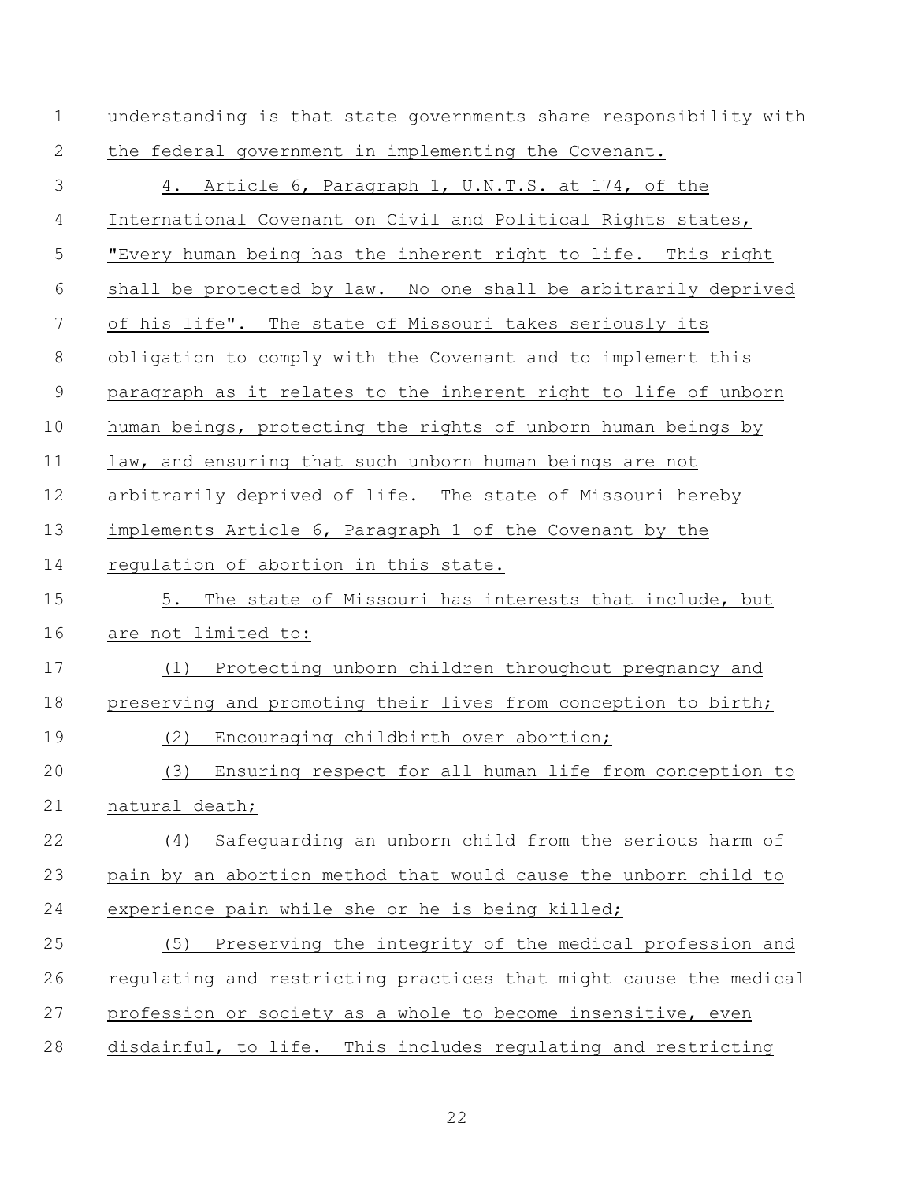understanding is that state governments share responsibility with the federal government in implementing the Covenant.

4. Article 6, Paragraph 1, U.N.T.S. at 174, of the International Covenant on Civil and Political Rights states, "Every human being has the inherent right to life. This right shall be protected by law. No one shall be arbitrarily deprived of his life". The state of Missouri takes seriously its obligation to comply with the Covenant and to implement this paragraph as it relates to the inherent right to life of unborn human beings, protecting the rights of unborn human beings by law, and ensuring that such unborn human beings are not arbitrarily deprived of life. The state of Missouri hereby implements Article 6, Paragraph 1 of the Covenant by the regulation of abortion in this state.

5. The state of Missouri has interests that include, but are not limited to:

(1) Protecting unborn children throughout pregnancy and preserving and promoting their lives from conception to birth;

(2) Encouraging childbirth over abortion;

(3) Ensuring respect for all human life from conception to natural death;

(4) Safeguarding an unborn child from the serious harm of pain by an abortion method that would cause the unborn child to experience pain while she or he is being killed;

(5) Preserving the integrity of the medical profession and regulating and restricting practices that might cause the medical profession or society as a whole to become insensitive, even disdainful, to life. This includes regulating and restricting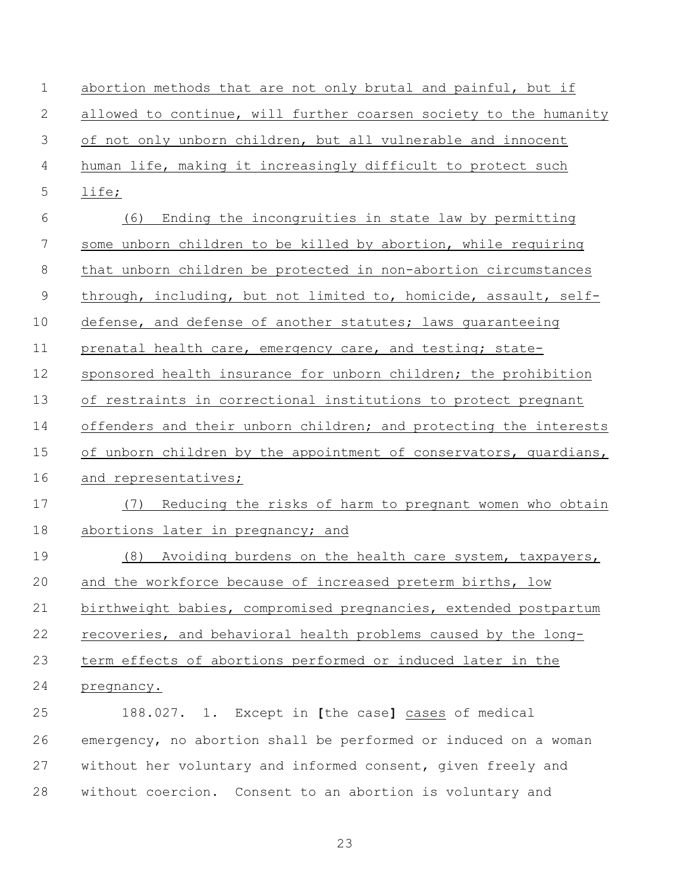abortion methods that are not only brutal and painful, but if allowed to continue, will further coarsen society to the humanity of not only unborn children, but all vulnerable and innocent human life, making it increasingly difficult to protect such life;

(6) Ending the incongruities in state law by permitting some unborn children to be killed by abortion, while requiring that unborn children be protected in non-abortion circumstances through, including, but not limited to, homicide, assault, self-defense, and defense of another statutes; laws guaranteeing prenatal health care, emergency care, and testing; state-sponsored health insurance for unborn children; the prohibition of restraints in correctional institutions to protect pregnant offenders and their unborn children; and protecting the interests of unborn children by the appointment of conservators, guardians, and representatives;

(7) Reducing the risks of harm to pregnant women who obtain abortions later in pregnancy; and

(8) Avoiding burdens on the health care system, taxpayers, and the workforce because of increased preterm births, low birthweight babies, compromised pregnancies, extended postpartum recoveries, and behavioral health problems caused by the long-term effects of abortions performed or induced later in the pregnancy.

188.027. 1. Except in **[**the case**]** cases of medical emergency, no abortion shall be performed or induced on a woman without her voluntary and informed consent, given freely and without coercion. Consent to an abortion is voluntary and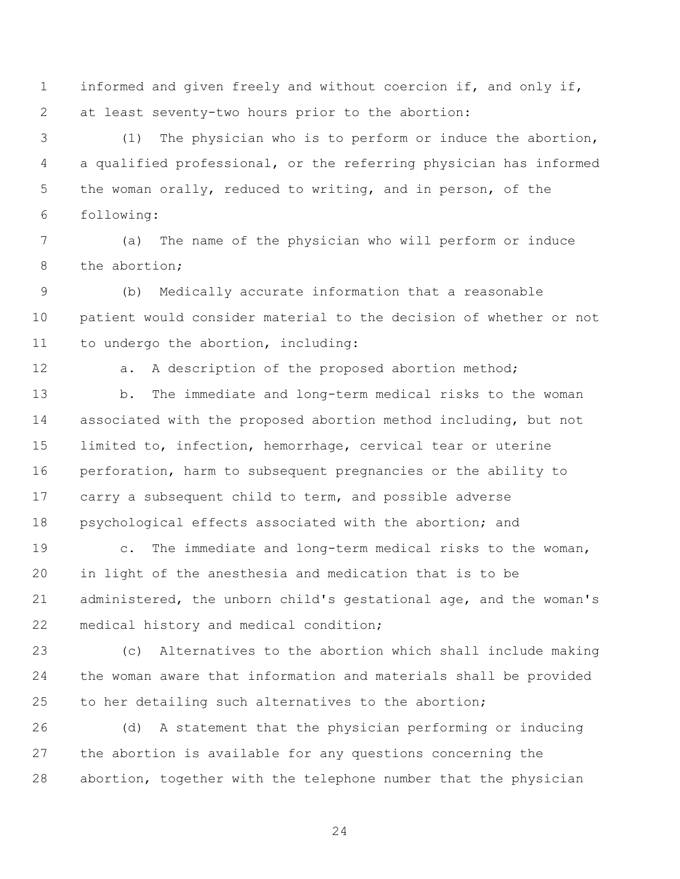informed and given freely and without coercion if, and only if, at least seventy-two hours prior to the abortion:

(1) The physician who is to perform or induce the abortion, a qualified professional, or the referring physician has informed the woman orally, reduced to writing, and in person, of the following:

(a) The name of the physician who will perform or induce the abortion;

(b) Medically accurate information that a reasonable patient would consider material to the decision of whether or not to undergo the abortion, including:

a. A description of the proposed abortion method;

b. The immediate and long-term medical risks to the woman associated with the proposed abortion method including, but not limited to, infection, hemorrhage, cervical tear or uterine perforation, harm to subsequent pregnancies or the ability to carry a subsequent child to term, and possible adverse psychological effects associated with the abortion; and

c. The immediate and long-term medical risks to the woman, in light of the anesthesia and medication that is to be administered, the unborn child's gestational age, and the woman's medical history and medical condition;

(c) Alternatives to the abortion which shall include making the woman aware that information and materials shall be provided to her detailing such alternatives to the abortion;

(d) A statement that the physician performing or inducing the abortion is available for any questions concerning the abortion, together with the telephone number that the physician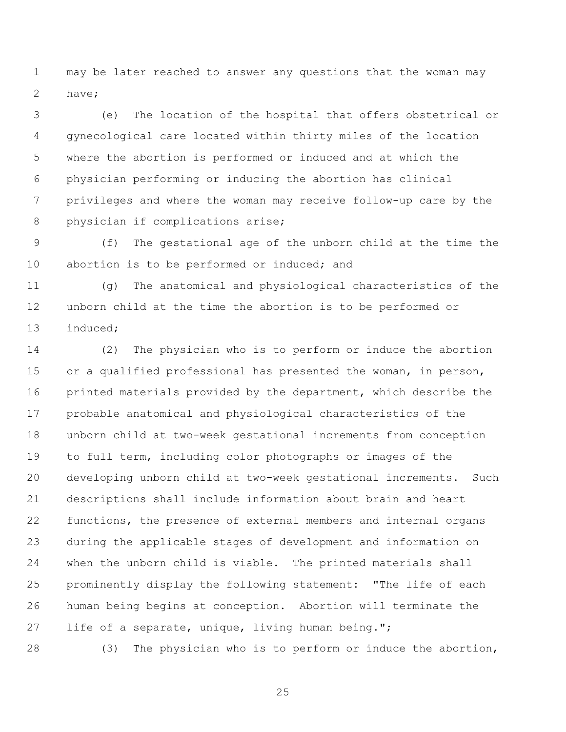may be later reached to answer any questions that the woman may have;

(e) The location of the hospital that offers obstetrical or gynecological care located within thirty miles of the location where the abortion is performed or induced and at which the physician performing or inducing the abortion has clinical privileges and where the woman may receive follow-up care by the physician if complications arise;

(f) The gestational age of the unborn child at the time the abortion is to be performed or induced; and

(g) The anatomical and physiological characteristics of the unborn child at the time the abortion is to be performed or induced;

(2) The physician who is to perform or induce the abortion or a qualified professional has presented the woman, in person, printed materials provided by the department, which describe the probable anatomical and physiological characteristics of the unborn child at two-week gestational increments from conception to full term, including color photographs or images of the developing unborn child at two-week gestational increments. Such descriptions shall include information about brain and heart functions, the presence of external members and internal organs during the applicable stages of development and information on when the unborn child is viable. The printed materials shall prominently display the following statement: "The life of each human being begins at conception. Abortion will terminate the life of a separate, unique, living human being.";

(3) The physician who is to perform or induce the abortion,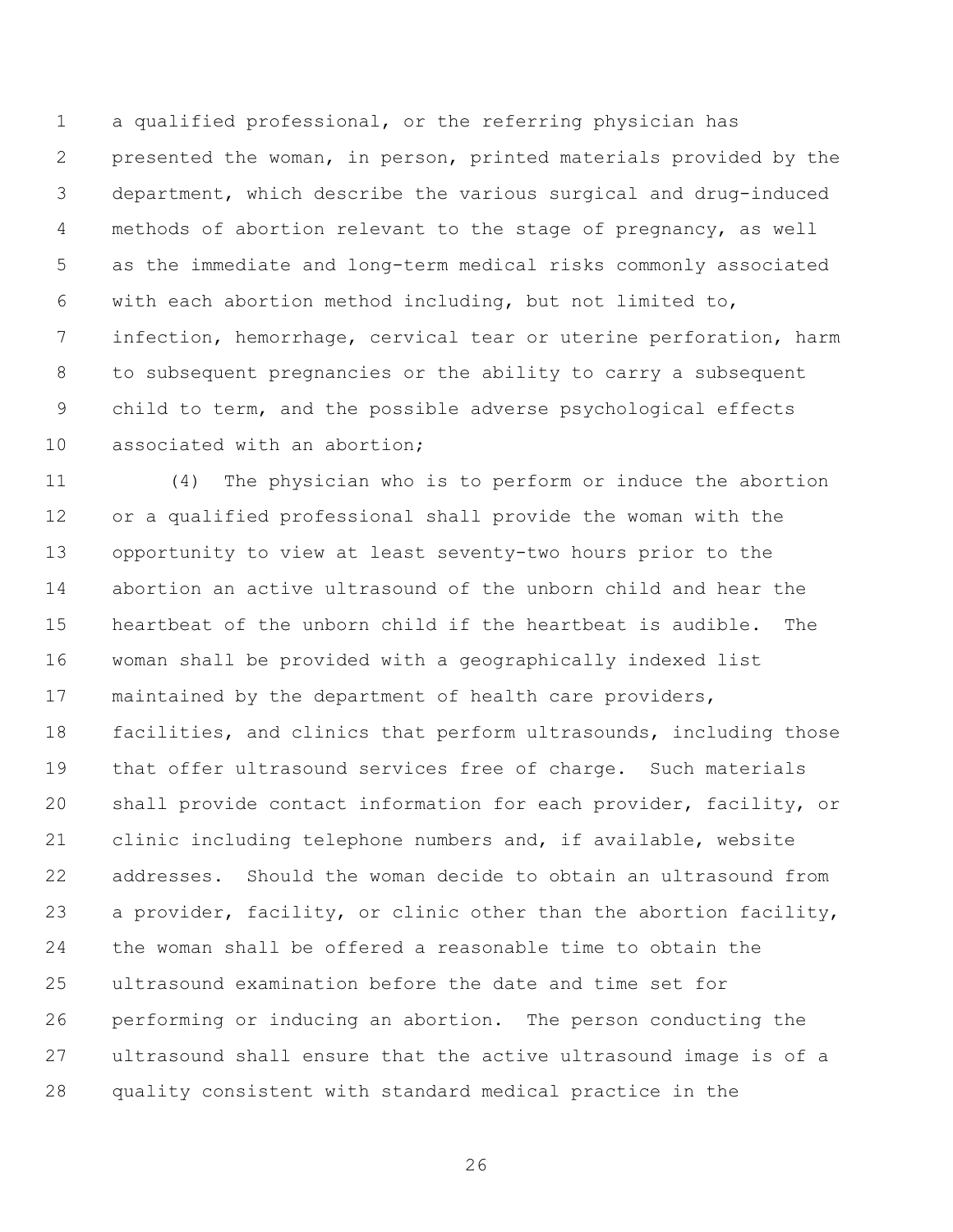a qualified professional, or the referring physician has presented the woman, in person, printed materials provided by the department, which describe the various surgical and drug-induced methods of abortion relevant to the stage of pregnancy, as well as the immediate and long-term medical risks commonly associated with each abortion method including, but not limited to, infection, hemorrhage, cervical tear or uterine perforation, harm to subsequent pregnancies or the ability to carry a subsequent child to term, and the possible adverse psychological effects associated with an abortion;

(4) The physician who is to perform or induce the abortion or a qualified professional shall provide the woman with the opportunity to view at least seventy-two hours prior to the abortion an active ultrasound of the unborn child and hear the heartbeat of the unborn child if the heartbeat is audible. The woman shall be provided with a geographically indexed list maintained by the department of health care providers, facilities, and clinics that perform ultrasounds, including those that offer ultrasound services free of charge. Such materials shall provide contact information for each provider, facility, or clinic including telephone numbers and, if available, website addresses. Should the woman decide to obtain an ultrasound from a provider, facility, or clinic other than the abortion facility, the woman shall be offered a reasonable time to obtain the ultrasound examination before the date and time set for performing or inducing an abortion. The person conducting the ultrasound shall ensure that the active ultrasound image is of a quality consistent with standard medical practice in the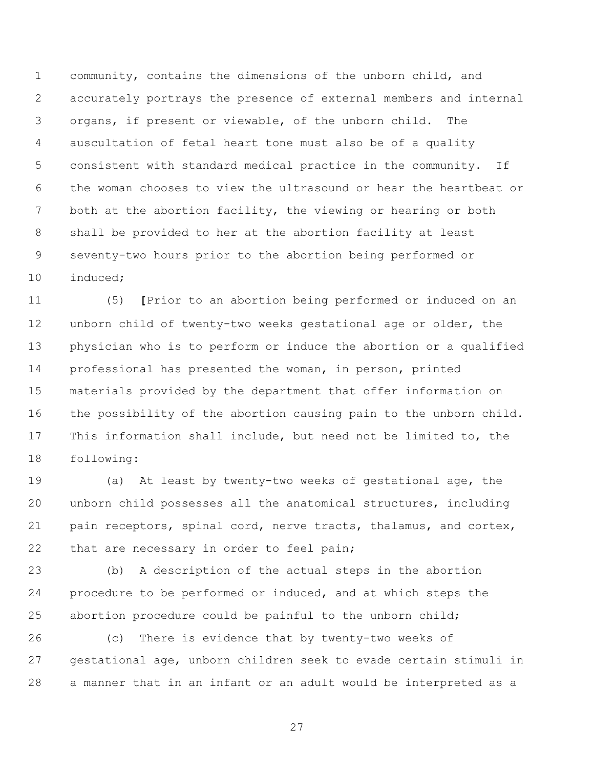community, contains the dimensions of the unborn child, and accurately portrays the presence of external members and internal organs, if present or viewable, of the unborn child. The auscultation of fetal heart tone must also be of a quality consistent with standard medical practice in the community. If the woman chooses to view the ultrasound or hear the heartbeat or both at the abortion facility, the viewing or hearing or both shall be provided to her at the abortion facility at least seventy-two hours prior to the abortion being performed or induced;

(5) **[**Prior to an abortion being performed or induced on an unborn child of twenty-two weeks gestational age or older, the physician who is to perform or induce the abortion or a qualified professional has presented the woman, in person, printed materials provided by the department that offer information on the possibility of the abortion causing pain to the unborn child. This information shall include, but need not be limited to, the following:

(a) At least by twenty-two weeks of gestational age, the unborn child possesses all the anatomical structures, including pain receptors, spinal cord, nerve tracts, thalamus, and cortex, that are necessary in order to feel pain;

(b) A description of the actual steps in the abortion procedure to be performed or induced, and at which steps the abortion procedure could be painful to the unborn child;

(c) There is evidence that by twenty-two weeks of gestational age, unborn children seek to evade certain stimuli in a manner that in an infant or an adult would be interpreted as a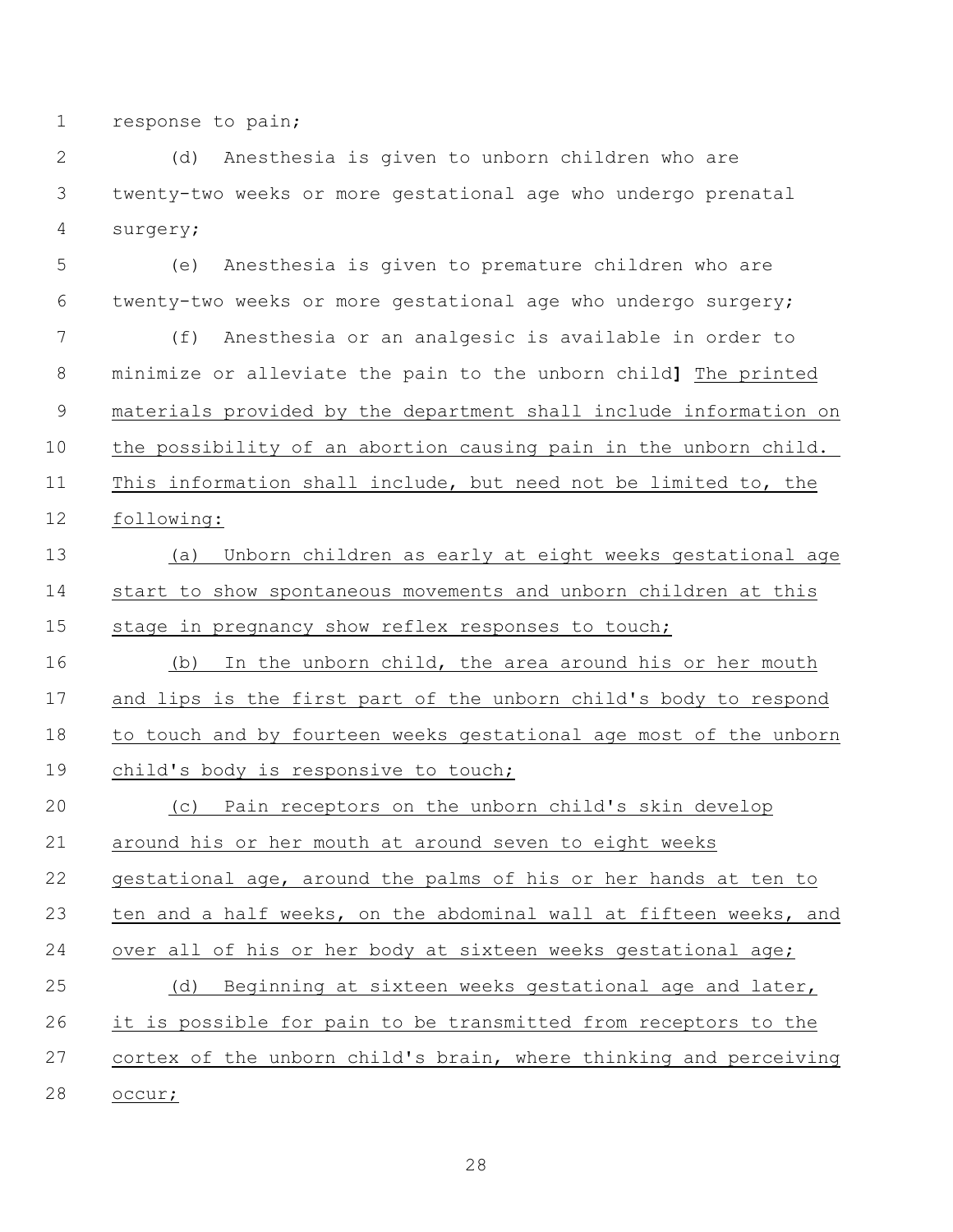response to pain;

(d) Anesthesia is given to unborn children who are twenty-two weeks or more gestational age who undergo prenatal surgery;

(e) Anesthesia is given to premature children who are twenty-two weeks or more gestational age who undergo surgery;

(f) Anesthesia or an analgesic is available in order to minimize or alleviate the pain to the unborn child**]** <u>The printed materials provided by the department shall include information on the possibility of an abortion causing pain in the unborn child. This information shall include, but need not be limited to, the following:</u>

<u>(a) Unborn children as early at eight weeks gestational age start to show spontaneous movements and unborn children at this stage in pregnancy show reflex responses to touch;</u>

<u>(b) In the unborn child, the area around his or her mouth and lips is the first part of the unborn child's body to respond to touch and by fourteen weeks gestational age most of the unborn child's body is responsive to touch;</u>

<u>(c) Pain receptors on the unborn child's skin develop around his or her mouth at around seven to eight weeks gestational age, around the palms of his or her hands at ten to ten and a half weeks, on the abdominal wall at fifteen weeks, and over all of his or her body at sixteen weeks gestational age;</u>

<u>(d) Beginning at sixteen weeks gestational age and later, it is possible for pain to be transmitted from receptors to the cortex of the unborn child's brain, where thinking and perceiving occur;</u>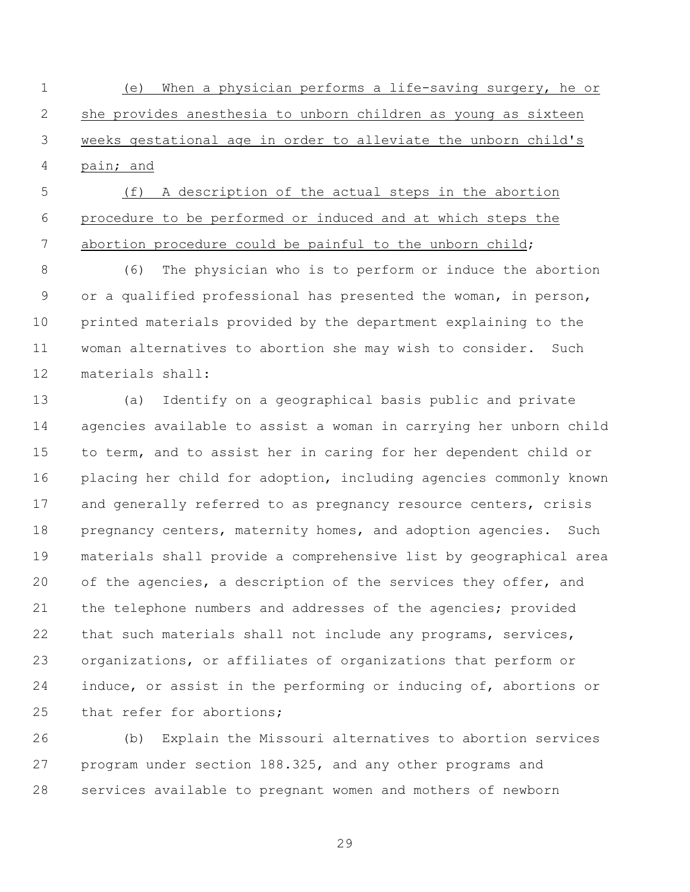(e) When a physician performs a life-saving surgery, he or she provides anesthesia to unborn children as young as sixteen weeks gestational age in order to alleviate the unborn child's pain; and

(f) A description of the actual steps in the abortion procedure to be performed or induced and at which steps the abortion procedure could be painful to the unborn child;

(6) The physician who is to perform or induce the abortion or a qualified professional has presented the woman, in person, printed materials provided by the department explaining to the woman alternatives to abortion she may wish to consider. Such materials shall:

(a) Identify on a geographical basis public and private agencies available to assist a woman in carrying her unborn child to term, and to assist her in caring for her dependent child or placing her child for adoption, including agencies commonly known and generally referred to as pregnancy resource centers, crisis pregnancy centers, maternity homes, and adoption agencies. Such materials shall provide a comprehensive list by geographical area of the agencies, a description of the services they offer, and the telephone numbers and addresses of the agencies; provided that such materials shall not include any programs, services, organizations, or affiliates of organizations that perform or induce, or assist in the performing or inducing of, abortions or that refer for abortions;

(b) Explain the Missouri alternatives to abortion services program under section 188.325, and any other programs and services available to pregnant women and mothers of newborn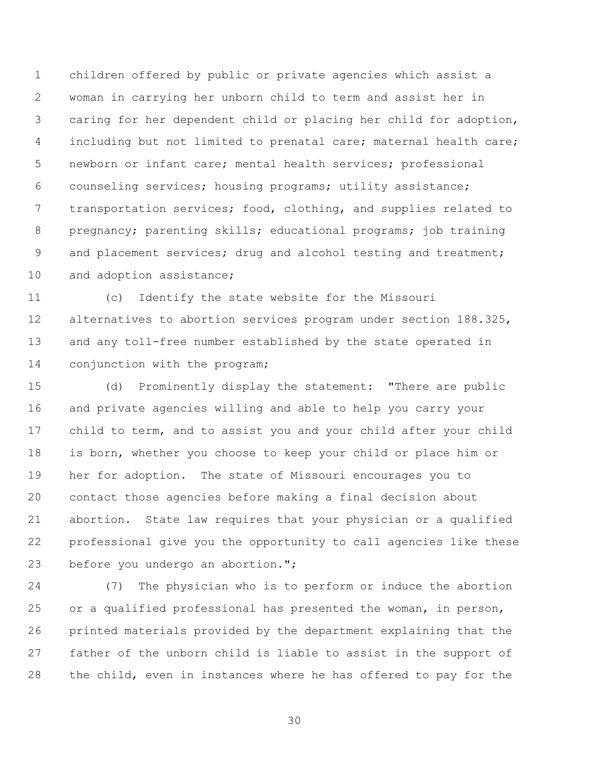children offered by public or private agencies which assist a woman in carrying her unborn child to term and assist her in caring for her dependent child or placing her child for adoption, including but not limited to prenatal care; maternal health care; newborn or infant care; mental health services; professional counseling services; housing programs; utility assistance; transportation services; food, clothing, and supplies related to pregnancy; parenting skills; educational programs; job training and placement services; drug and alcohol testing and treatment; and adoption assistance;

(c) Identify the state website for the Missouri alternatives to abortion services program under section 188.325, and any toll-free number established by the state operated in conjunction with the program;

(d) Prominently display the statement: "There are public and private agencies willing and able to help you carry your child to term, and to assist you and your child after your child is born, whether you choose to keep your child or place him or her for adoption. The state of Missouri encourages you to contact those agencies before making a final decision about abortion. State law requires that your physician or a qualified professional give you the opportunity to call agencies like these before you undergo an abortion.";

(7) The physician who is to perform or induce the abortion or a qualified professional has presented the woman, in person, printed materials provided by the department explaining that the father of the unborn child is liable to assist in the support of the child, even in instances where he has offered to pay for the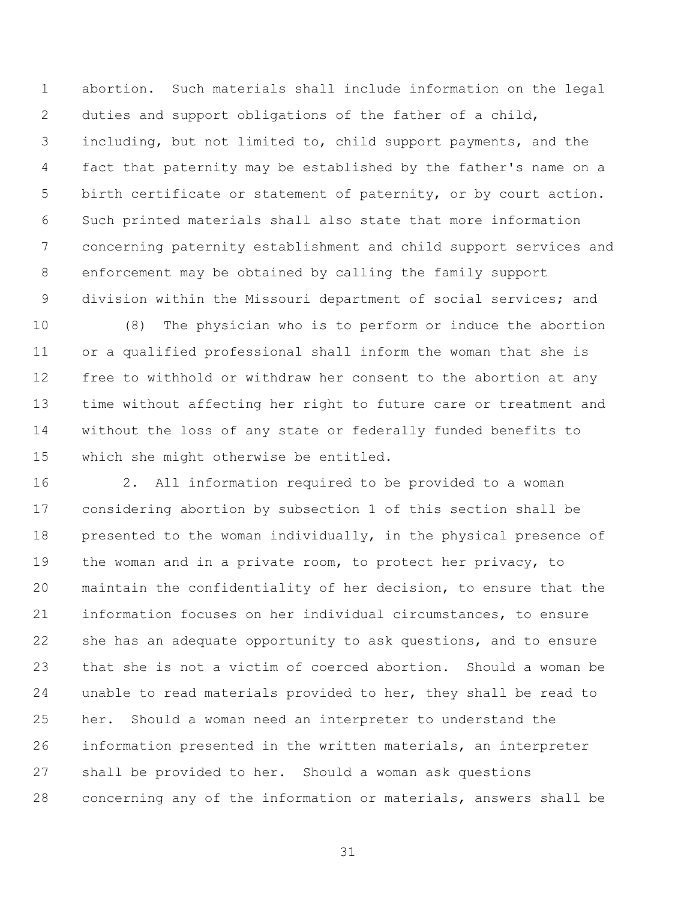abortion. Such materials shall include information on the legal duties and support obligations of the father of a child, including, but not limited to, child support payments, and the fact that paternity may be established by the father's name on a birth certificate or statement of paternity, or by court action. Such printed materials shall also state that more information concerning paternity establishment and child support services and enforcement may be obtained by calling the family support division within the Missouri department of social services; and

(8) The physician who is to perform or induce the abortion or a qualified professional shall inform the woman that she is free to withhold or withdraw her consent to the abortion at any time without affecting her right to future care or treatment and without the loss of any state or federally funded benefits to which she might otherwise be entitled.

2. All information required to be provided to a woman considering abortion by subsection 1 of this section shall be presented to the woman individually, in the physical presence of the woman and in a private room, to protect her privacy, to maintain the confidentiality of her decision, to ensure that the information focuses on her individual circumstances, to ensure she has an adequate opportunity to ask questions, and to ensure that she is not a victim of coerced abortion. Should a woman be unable to read materials provided to her, they shall be read to her. Should a woman need an interpreter to understand the information presented in the written materials, an interpreter shall be provided to her. Should a woman ask questions concerning any of the information or materials, answers shall be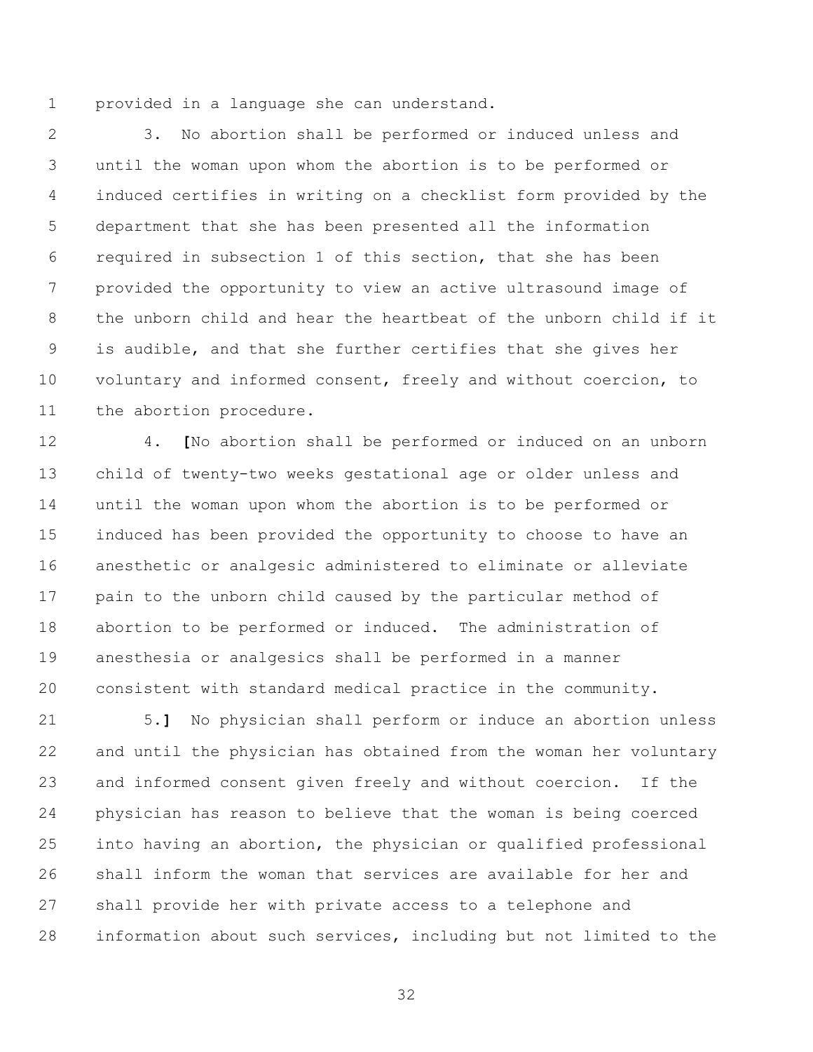provided in a language she can understand.

3. No abortion shall be performed or induced unless and until the woman upon whom the abortion is to be performed or induced certifies in writing on a checklist form provided by the department that she has been presented all the information required in subsection 1 of this section, that she has been provided the opportunity to view an active ultrasound image of the unborn child and hear the heartbeat of the unborn child if it is audible, and that she further certifies that she gives her voluntary and informed consent, freely and without coercion, to the abortion procedure.

4. **[**No abortion shall be performed or induced on an unborn child of twenty-two weeks gestational age or older unless and until the woman upon whom the abortion is to be performed or induced has been provided the opportunity to choose to have an anesthetic or analgesic administered to eliminate or alleviate pain to the unborn child caused by the particular method of abortion to be performed or induced. The administration of anesthesia or analgesics shall be performed in a manner consistent with standard medical practice in the community.

5.**]** No physician shall perform or induce an abortion unless and until the physician has obtained from the woman her voluntary and informed consent given freely and without coercion. If the physician has reason to believe that the woman is being coerced into having an abortion, the physician or qualified professional shall inform the woman that services are available for her and shall provide her with private access to a telephone and information about such services, including but not limited to the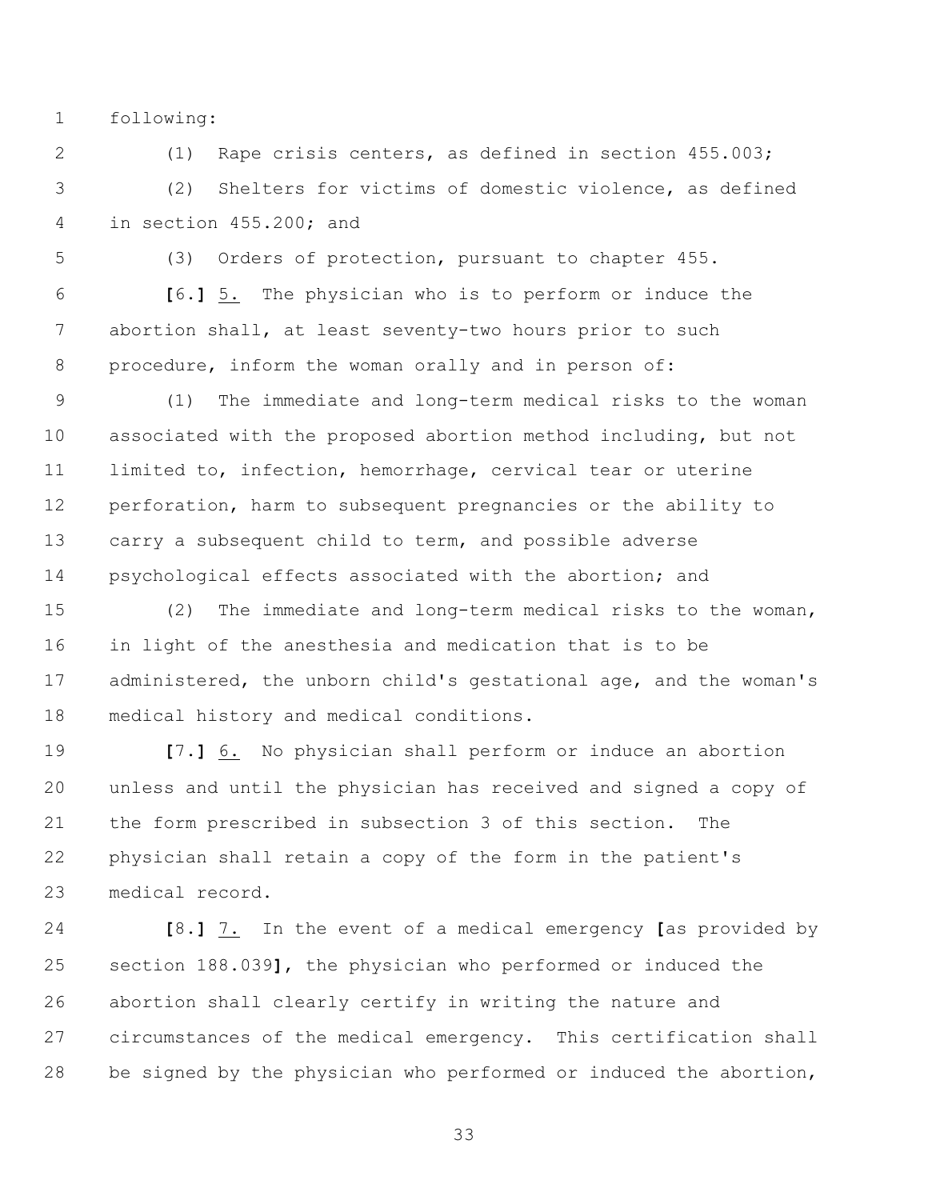following:

(1) Rape crisis centers, as defined in section 455.003;

(2) Shelters for victims of domestic violence, as defined in section 455.200; and

(3) Orders of protection, pursuant to chapter 455.

**[**6.**]** 5. The physician who is to perform or induce the abortion shall, at least seventy-two hours prior to such procedure, inform the woman orally and in person of:

(1) The immediate and long-term medical risks to the woman associated with the proposed abortion method including, but not limited to, infection, hemorrhage, cervical tear or uterine perforation, harm to subsequent pregnancies or the ability to carry a subsequent child to term, and possible adverse psychological effects associated with the abortion; and

(2) The immediate and long-term medical risks to the woman, in light of the anesthesia and medication that is to be administered, the unborn child's gestational age, and the woman's medical history and medical conditions.

**[**7.**]** 6. No physician shall perform or induce an abortion unless and until the physician has received and signed a copy of the form prescribed in subsection 3 of this section. The physician shall retain a copy of the form in the patient's medical record.

**[**8.**]** 7. In the event of a medical emergency **[**as provided by section 188.039**]**, the physician who performed or induced the abortion shall clearly certify in writing the nature and circumstances of the medical emergency. This certification shall be signed by the physician who performed or induced the abortion,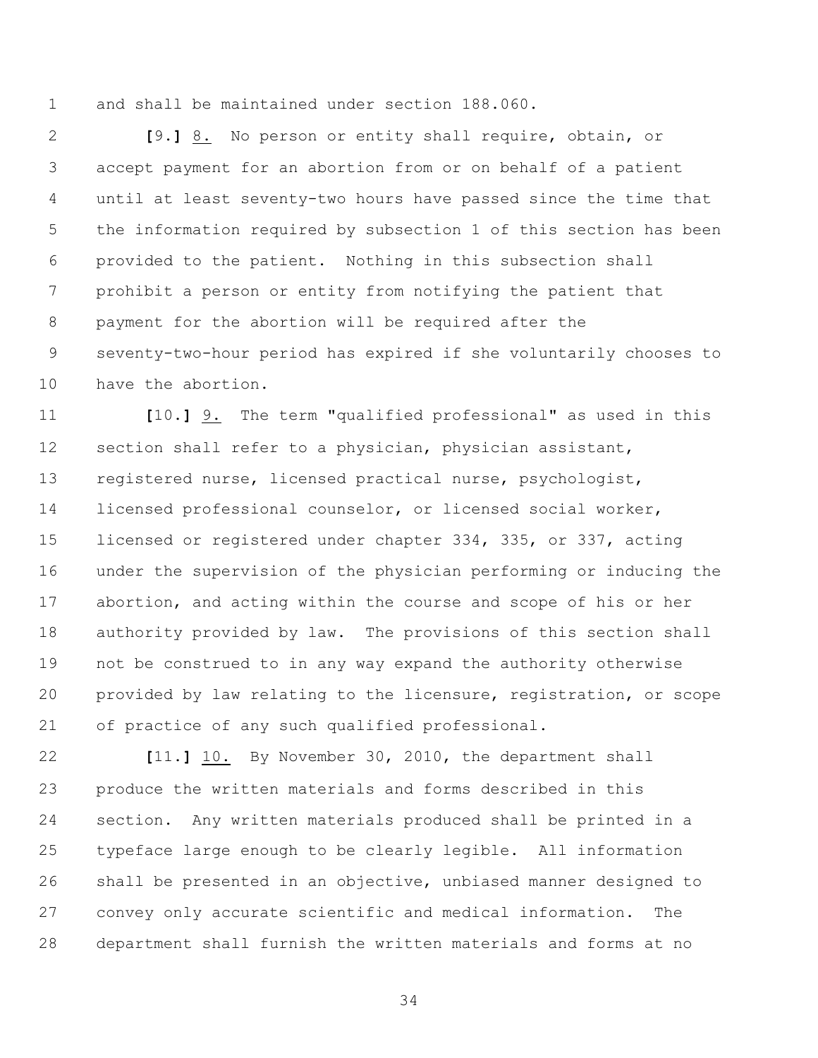and shall be maintained under section 188.060.

**[**9.**]** <u>8.</u> No person or entity shall require, obtain, or accept payment for an abortion from or on behalf of a patient until at least seventy-two hours have passed since the time that the information required by subsection 1 of this section has been provided to the patient. Nothing in this subsection shall prohibit a person or entity from notifying the patient that payment for the abortion will be required after the seventy-two-hour period has expired if she voluntarily chooses to have the abortion.

**[**10.**]** <u>9.</u> The term "qualified professional" as used in this section shall refer to a physician, physician assistant, registered nurse, licensed practical nurse, psychologist, licensed professional counselor, or licensed social worker, licensed or registered under chapter 334, 335, or 337, acting under the supervision of the physician performing or inducing the abortion, and acting within the course and scope of his or her authority provided by law. The provisions of this section shall not be construed to in any way expand the authority otherwise provided by law relating to the licensure, registration, or scope of practice of any such qualified professional.

**[**11.**]** <u>10.</u> By November 30, 2010, the department shall produce the written materials and forms described in this section. Any written materials produced shall be printed in a typeface large enough to be clearly legible. All information shall be presented in an objective, unbiased manner designed to convey only accurate scientific and medical information. The department shall furnish the written materials and forms at no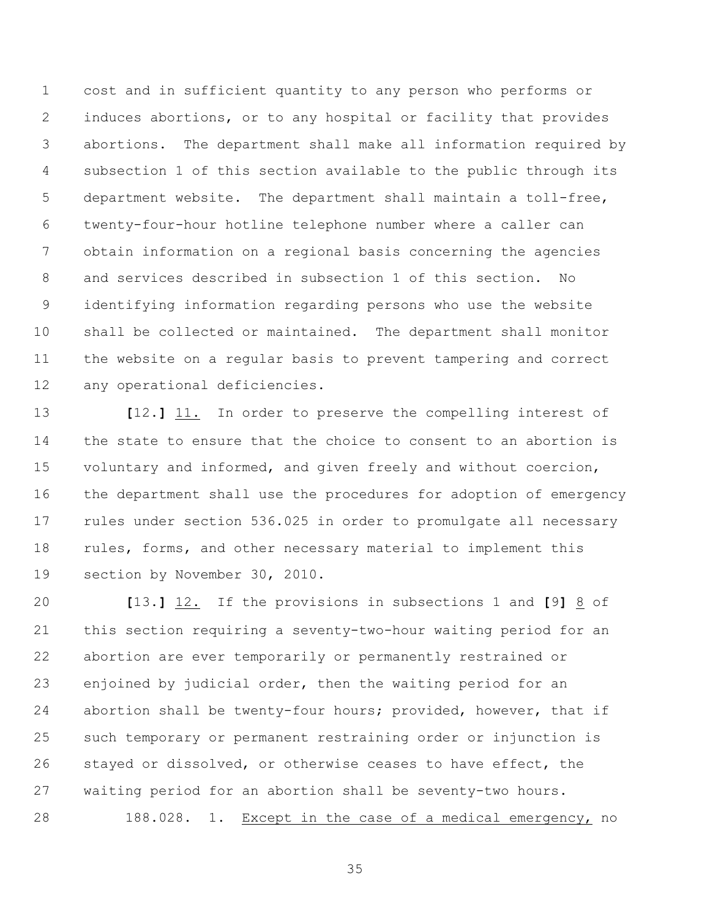cost and in sufficient quantity to any person who performs or induces abortions, or to any hospital or facility that provides abortions. The department shall make all information required by subsection 1 of this section available to the public through its department website. The department shall maintain a toll-free, twenty-four-hour hotline telephone number where a caller can obtain information on a regional basis concerning the agencies and services described in subsection 1 of this section. No identifying information regarding persons who use the website shall be collected or maintained. The department shall monitor the website on a regular basis to prevent tampering and correct any operational deficiencies.

**[**12.**]** 11. In order to preserve the compelling interest of the state to ensure that the choice to consent to an abortion is voluntary and informed, and given freely and without coercion, the department shall use the procedures for adoption of emergency rules under section 536.025 in order to promulgate all necessary rules, forms, and other necessary material to implement this section by November 30, 2010.

**[**13.**]** 12. If the provisions in subsections 1 and **[**9**]** 8 of this section requiring a seventy-two-hour waiting period for an abortion are ever temporarily or permanently restrained or enjoined by judicial order, then the waiting period for an abortion shall be twenty-four hours; provided, however, that if such temporary or permanent restraining order or injunction is stayed or dissolved, or otherwise ceases to have effect, the waiting period for an abortion shall be seventy-two hours.

188.028. 1. Except in the case of a medical emergency, no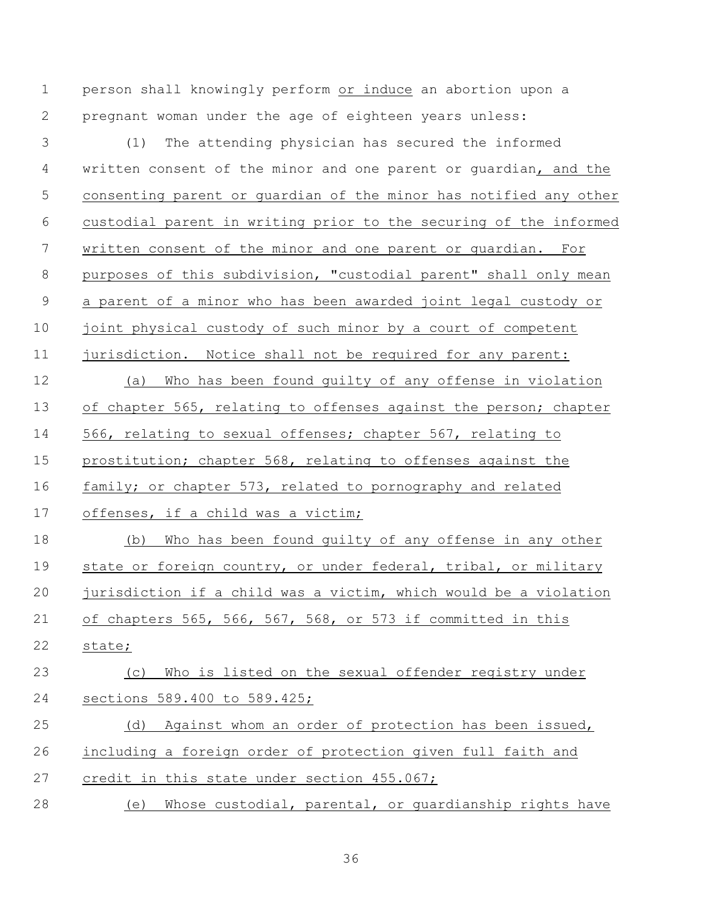person shall knowingly perform <u>or induce</u> an abortion upon a pregnant woman under the age of eighteen years unless:

(1) The attending physician has secured the informed written consent of the minor and one parent or guardian<u>, and the consenting parent or guardian of the minor has notified any other custodial parent in writing prior to the securing of the informed written consent of the minor and one parent or guardian. For purposes of this subdivision, "custodial parent" shall only mean a parent of a minor who has been awarded joint legal custody or joint physical custody of such minor by a court of competent jurisdiction. Notice shall not be required for any parent:</u>

<u>(a) Who has been found guilty of any offense in violation of chapter 565, relating to offenses against the person; chapter 566, relating to sexual offenses; chapter 567, relating to prostitution; chapter 568, relating to offenses against the family; or chapter 573, related to pornography and related offenses, if a child was a victim;</u>

<u>(b) Who has been found guilty of any offense in any other state or foreign country, or under federal, tribal, or military jurisdiction if a child was a victim, which would be a violation of chapters 565, 566, 567, 568, or 573 if committed in this state;</u>

<u>(c) Who is listed on the sexual offender registry under sections 589.400 to 589.425;</u>

<u>(d) Against whom an order of protection has been issued, including a foreign order of protection given full faith and credit in this state under section 455.067;</u>

<u>(e) Whose custodial, parental, or guardianship rights have</u>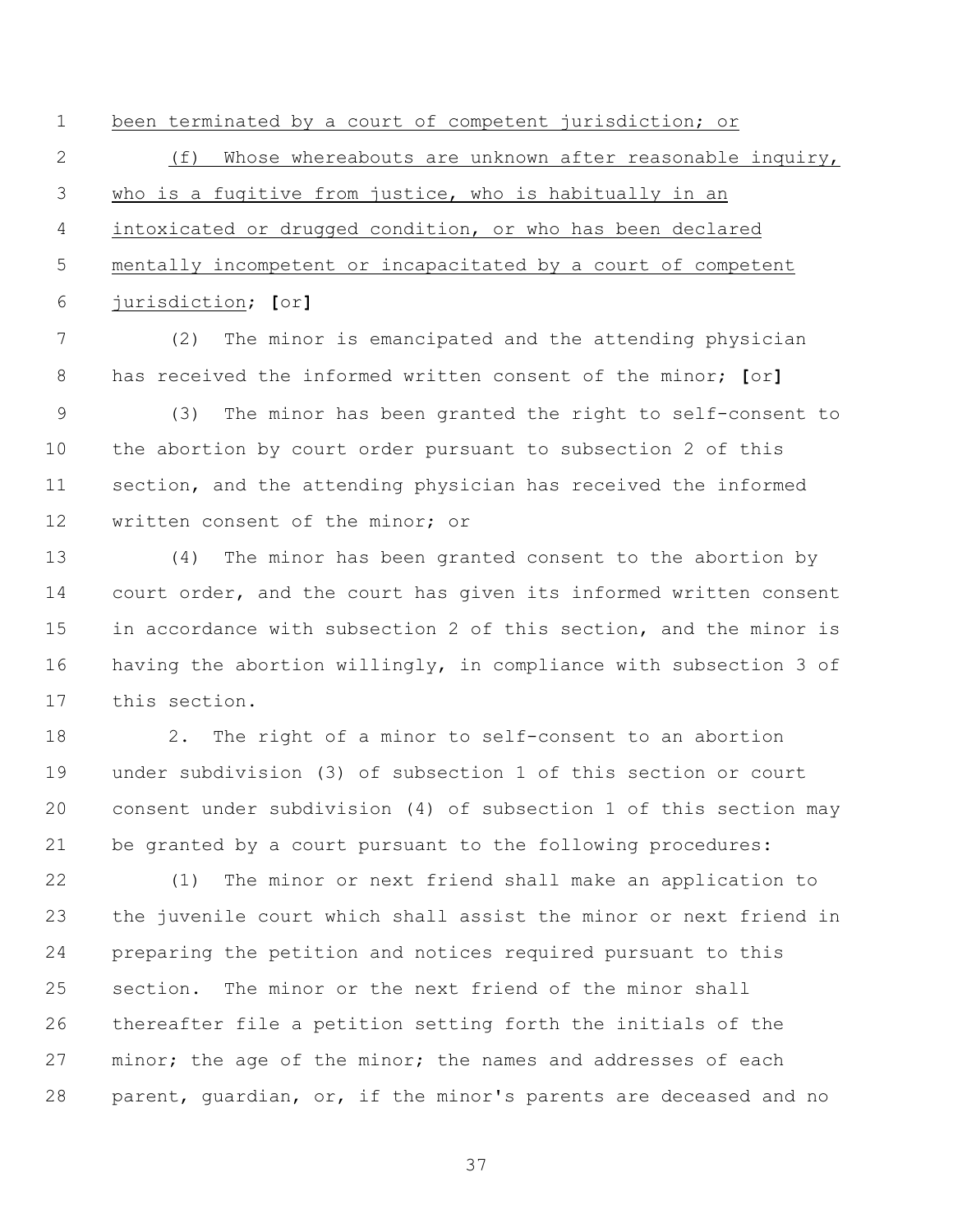been terminated by a court of competent jurisdiction; or

(f) Whose whereabouts are unknown after reasonable inquiry, who is a fugitive from justice, who is habitually in an intoxicated or drugged condition, or who has been declared mentally incompetent or incapacitated by a court of competent jurisdiction; **[**or**]**

(2) The minor is emancipated and the attending physician has received the informed written consent of the minor; **[**or**]**

(3) The minor has been granted the right to self-consent to the abortion by court order pursuant to subsection 2 of this section, and the attending physician has received the informed written consent of the minor; or

(4) The minor has been granted consent to the abortion by court order, and the court has given its informed written consent in accordance with subsection 2 of this section, and the minor is having the abortion willingly, in compliance with subsection 3 of this section.

2. The right of a minor to self-consent to an abortion under subdivision (3) of subsection 1 of this section or court consent under subdivision (4) of subsection 1 of this section may be granted by a court pursuant to the following procedures:

(1) The minor or next friend shall make an application to the juvenile court which shall assist the minor or next friend in preparing the petition and notices required pursuant to this section. The minor or the next friend of the minor shall thereafter file a petition setting forth the initials of the minor; the age of the minor; the names and addresses of each parent, guardian, or, if the minor's parents are deceased and no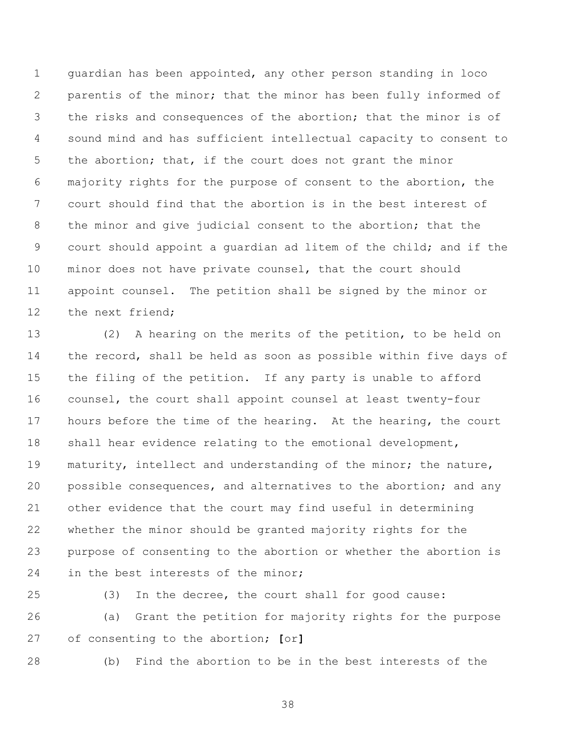guardian has been appointed, any other person standing in loco parentis of the minor; that the minor has been fully informed of the risks and consequences of the abortion; that the minor is of sound mind and has sufficient intellectual capacity to consent to the abortion; that, if the court does not grant the minor majority rights for the purpose of consent to the abortion, the court should find that the abortion is in the best interest of the minor and give judicial consent to the abortion; that the court should appoint a guardian ad litem of the child; and if the minor does not have private counsel, that the court should appoint counsel. The petition shall be signed by the minor or the next friend;

(2) A hearing on the merits of the petition, to be held on the record, shall be held as soon as possible within five days of the filing of the petition. If any party is unable to afford counsel, the court shall appoint counsel at least twenty-four hours before the time of the hearing. At the hearing, the court shall hear evidence relating to the emotional development, maturity, intellect and understanding of the minor; the nature, possible consequences, and alternatives to the abortion; and any other evidence that the court may find useful in determining whether the minor should be granted majority rights for the purpose of consenting to the abortion or whether the abortion is in the best interests of the minor;

(3) In the decree, the court shall for good cause:

(a) Grant the petition for majority rights for the purpose of consenting to the abortion; **[**or**]**

(b) Find the abortion to be in the best interests of the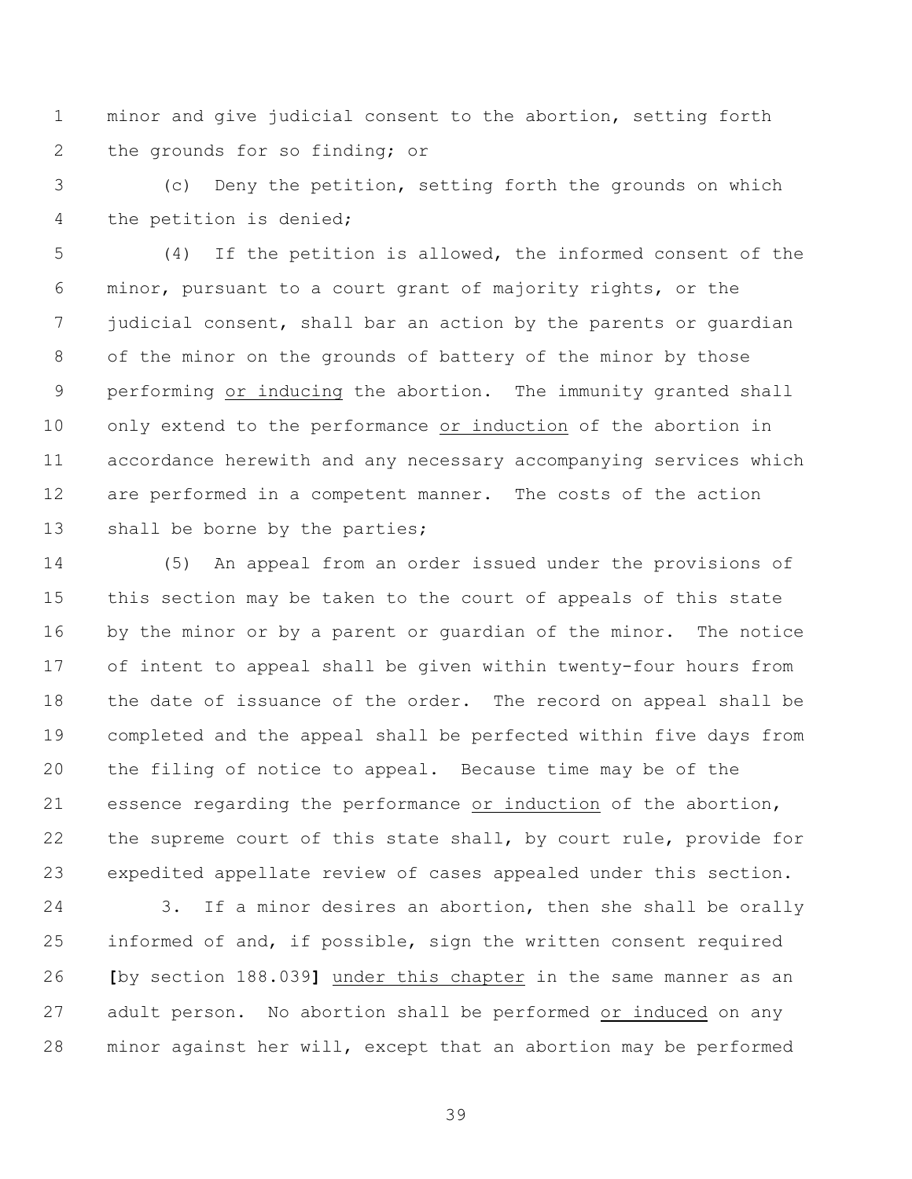minor and give judicial consent to the abortion, setting forth the grounds for so finding; or

(c) Deny the petition, setting forth the grounds on which the petition is denied;

(4) If the petition is allowed, the informed consent of the minor, pursuant to a court grant of majority rights, or the judicial consent, shall bar an action by the parents or guardian of the minor on the grounds of battery of the minor by those performing <u>or inducing</u> the abortion. The immunity granted shall only extend to the performance <u>or induction</u> of the abortion in accordance herewith and any necessary accompanying services which are performed in a competent manner. The costs of the action shall be borne by the parties;

(5) An appeal from an order issued under the provisions of this section may be taken to the court of appeals of this state by the minor or by a parent or guardian of the minor. The notice of intent to appeal shall be given within twenty-four hours from the date of issuance of the order. The record on appeal shall be completed and the appeal shall be perfected within five days from the filing of notice to appeal. Because time may be of the essence regarding the performance <u>or induction</u> of the abortion, the supreme court of this state shall, by court rule, provide for expedited appellate review of cases appealed under this section.

3. If a minor desires an abortion, then she shall be orally informed of and, if possible, sign the written consent required **[**by section 188.039**]** <u>under this chapter</u> in the same manner as an adult person. No abortion shall be performed <u>or induced</u> on any minor against her will, except that an abortion may be performed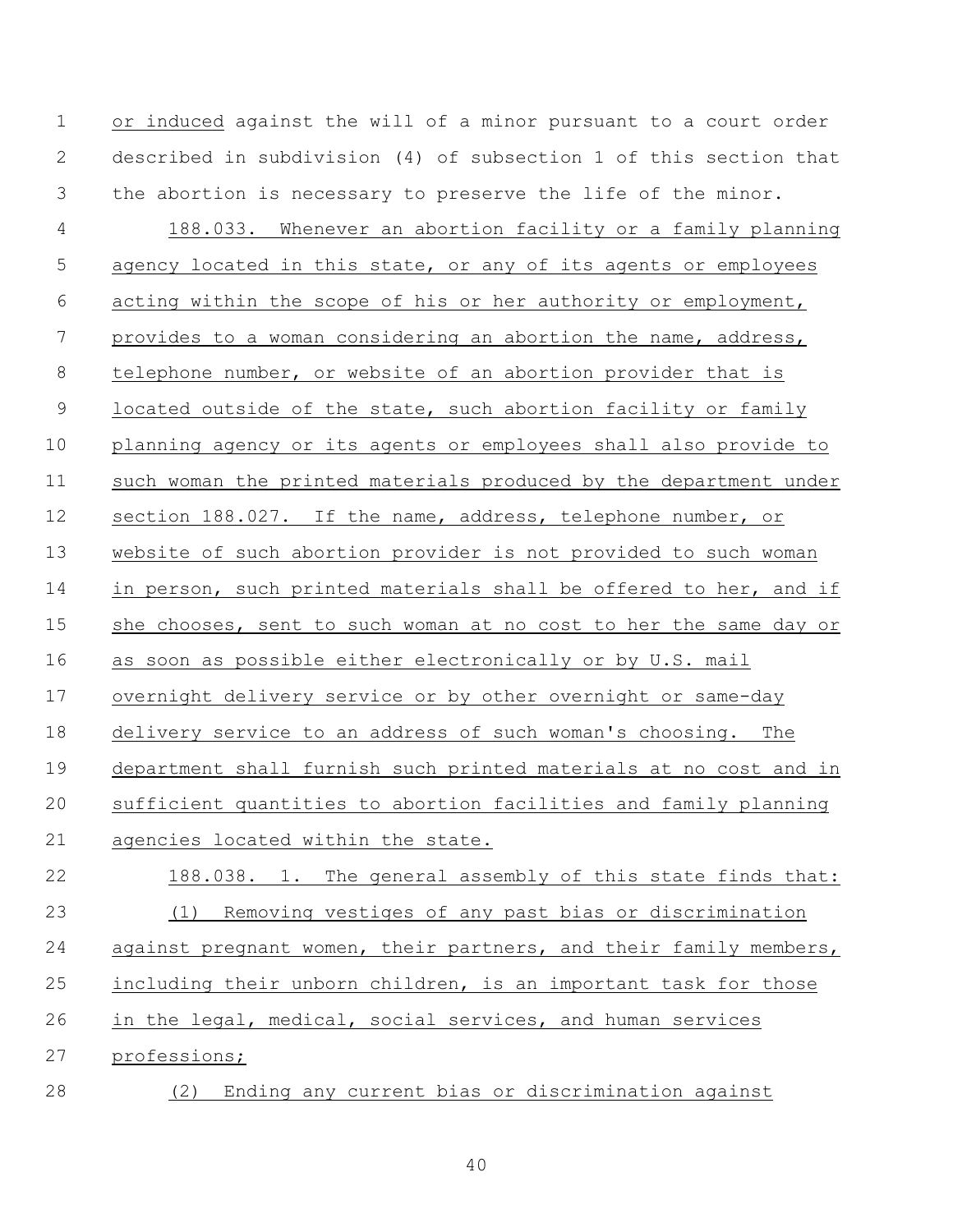or induced against the will of a minor pursuant to a court order described in subdivision (4) of subsection 1 of this section that the abortion is necessary to preserve the life of the minor.

188.033. Whenever an abortion facility or a family planning agency located in this state, or any of its agents or employees acting within the scope of his or her authority or employment, provides to a woman considering an abortion the name, address, telephone number, or website of an abortion provider that is located outside of the state, such abortion facility or family planning agency or its agents or employees shall also provide to such woman the printed materials produced by the department under section 188.027. If the name, address, telephone number, or website of such abortion provider is not provided to such woman in person, such printed materials shall be offered to her, and if she chooses, sent to such woman at no cost to her the same day or as soon as possible either electronically or by U.S. mail overnight delivery service or by other overnight or same-day delivery service to an address of such woman's choosing. The department shall furnish such printed materials at no cost and in sufficient quantities to abortion facilities and family planning agencies located within the state.

188.038. 1. The general assembly of this state finds that:

(1) Removing vestiges of any past bias or discrimination against pregnant women, their partners, and their family members, including their unborn children, is an important task for those in the legal, medical, social services, and human services professions;

(2) Ending any current bias or discrimination against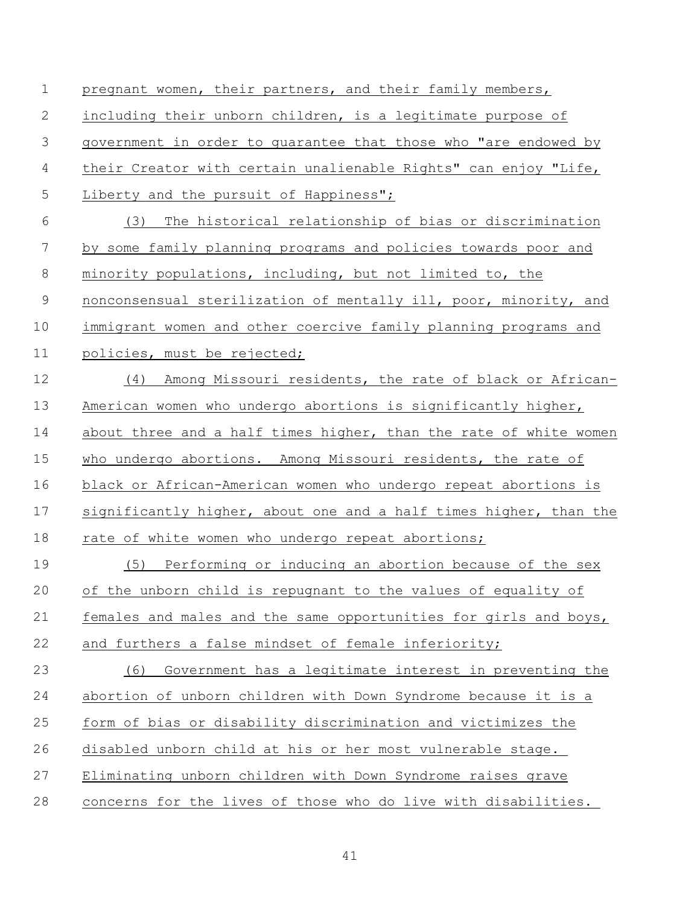pregnant women, their partners, and their family members, including their unborn children, is a legitimate purpose of government in order to guarantee that those who "are endowed by their Creator with certain unalienable Rights" can enjoy "Life, Liberty and the pursuit of Happiness";

(3) The historical relationship of bias or discrimination by some family planning programs and policies towards poor and minority populations, including, but not limited to, the nonconsensual sterilization of mentally ill, poor, minority, and immigrant women and other coercive family planning programs and policies, must be rejected;

(4) Among Missouri residents, the rate of black or African-American women who undergo abortions is significantly higher, about three and a half times higher, than the rate of white women who undergo abortions. Among Missouri residents, the rate of black or African-American women who undergo repeat abortions is significantly higher, about one and a half times higher, than the rate of white women who undergo repeat abortions;

(5) Performing or inducing an abortion because of the sex of the unborn child is repugnant to the values of equality of females and males and the same opportunities for girls and boys, and furthers a false mindset of female inferiority;

(6) Government has a legitimate interest in preventing the abortion of unborn children with Down Syndrome because it is a form of bias or disability discrimination and victimizes the disabled unborn child at his or her most vulnerable stage. Eliminating unborn children with Down Syndrome raises grave concerns for the lives of those who do live with disabilities.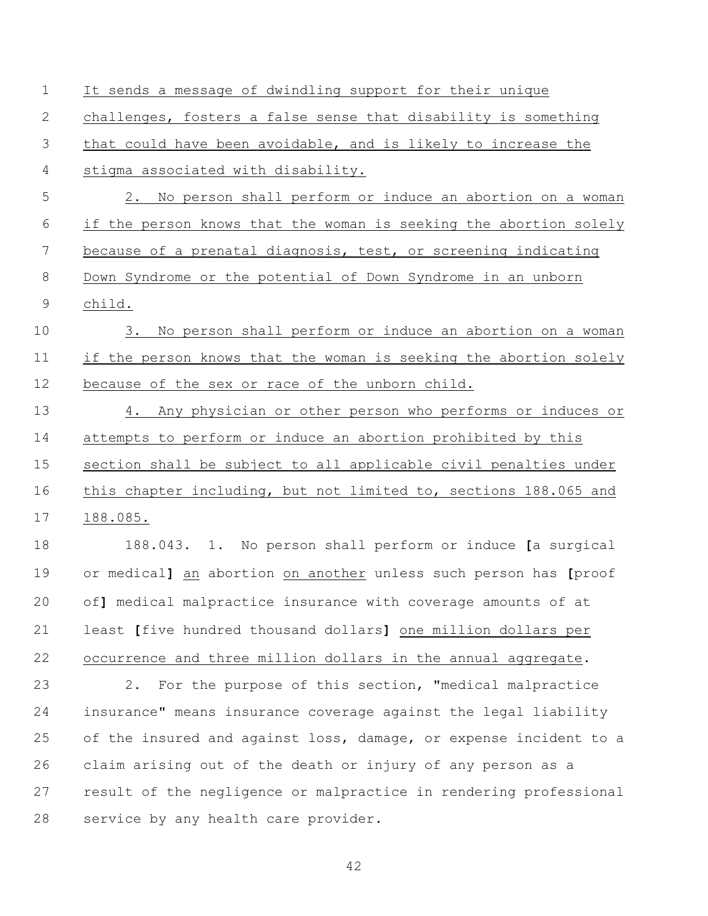It sends a message of dwindling support for their unique challenges, fosters a false sense that disability is something that could have been avoidable, and is likely to increase the stigma associated with disability.

2. No person shall perform or induce an abortion on a woman if the person knows that the woman is seeking the abortion solely because of a prenatal diagnosis, test, or screening indicating Down Syndrome or the potential of Down Syndrome in an unborn child.

3. No person shall perform or induce an abortion on a woman if the person knows that the woman is seeking the abortion solely because of the sex or race of the unborn child.

4. Any physician or other person who performs or induces or attempts to perform or induce an abortion prohibited by this section shall be subject to all applicable civil penalties under this chapter including, but not limited to, sections 188.065 and 188.085.

188.043. 1. No person shall perform or induce **[**a surgical or medical**]** an abortion on another unless such person has **[**proof of**]** medical malpractice insurance with coverage amounts of at least **[**five hundred thousand dollars**]** one million dollars per occurrence and three million dollars in the annual aggregate.

2. For the purpose of this section, "medical malpractice insurance" means insurance coverage against the legal liability of the insured and against loss, damage, or expense incident to a claim arising out of the death or injury of any person as a result of the negligence or malpractice in rendering professional service by any health care provider.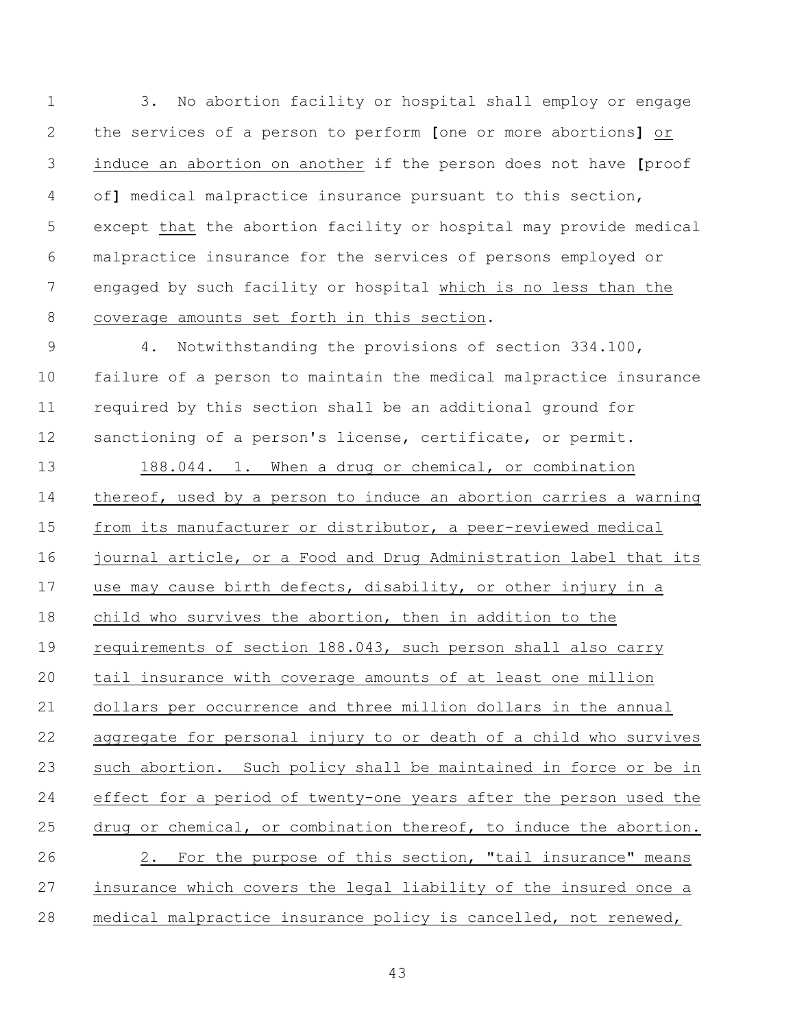3. No abortion facility or hospital shall employ or engage the services of a person to perform [one or more abortions] <u>or induce an abortion on another</u> if the person does not have [proof of] medical malpractice insurance pursuant to this section, except <u>that</u> the abortion facility or hospital may provide medical malpractice insurance for the services of persons employed or engaged by such facility or hospital <u>which is no less than the coverage amounts set forth in this section</u>.

4. Notwithstanding the provisions of section 334.100, failure of a person to maintain the medical malpractice insurance required by this section shall be an additional ground for sanctioning of a person's license, certificate, or permit.

<u>188.044. 1. When a drug or chemical, or combination thereof, used by a person to induce an abortion carries a warning from its manufacturer or distributor, a peer-reviewed medical journal article, or a Food and Drug Administration label that its use may cause birth defects, disability, or other injury in a child who survives the abortion, then in addition to the requirements of section 188.043, such person shall also carry tail insurance with coverage amounts of at least one million dollars per occurrence and three million dollars in the annual aggregate for personal injury to or death of a child who survives such abortion. Such policy shall be maintained in force or be in effect for a period of twenty-one years after the person used the drug or chemical, or combination thereof, to induce the abortion.</u>

<u>2. For the purpose of this section, "tail insurance" means insurance which covers the legal liability of the insured once a medical malpractice insurance policy is cancelled, not renewed,</u>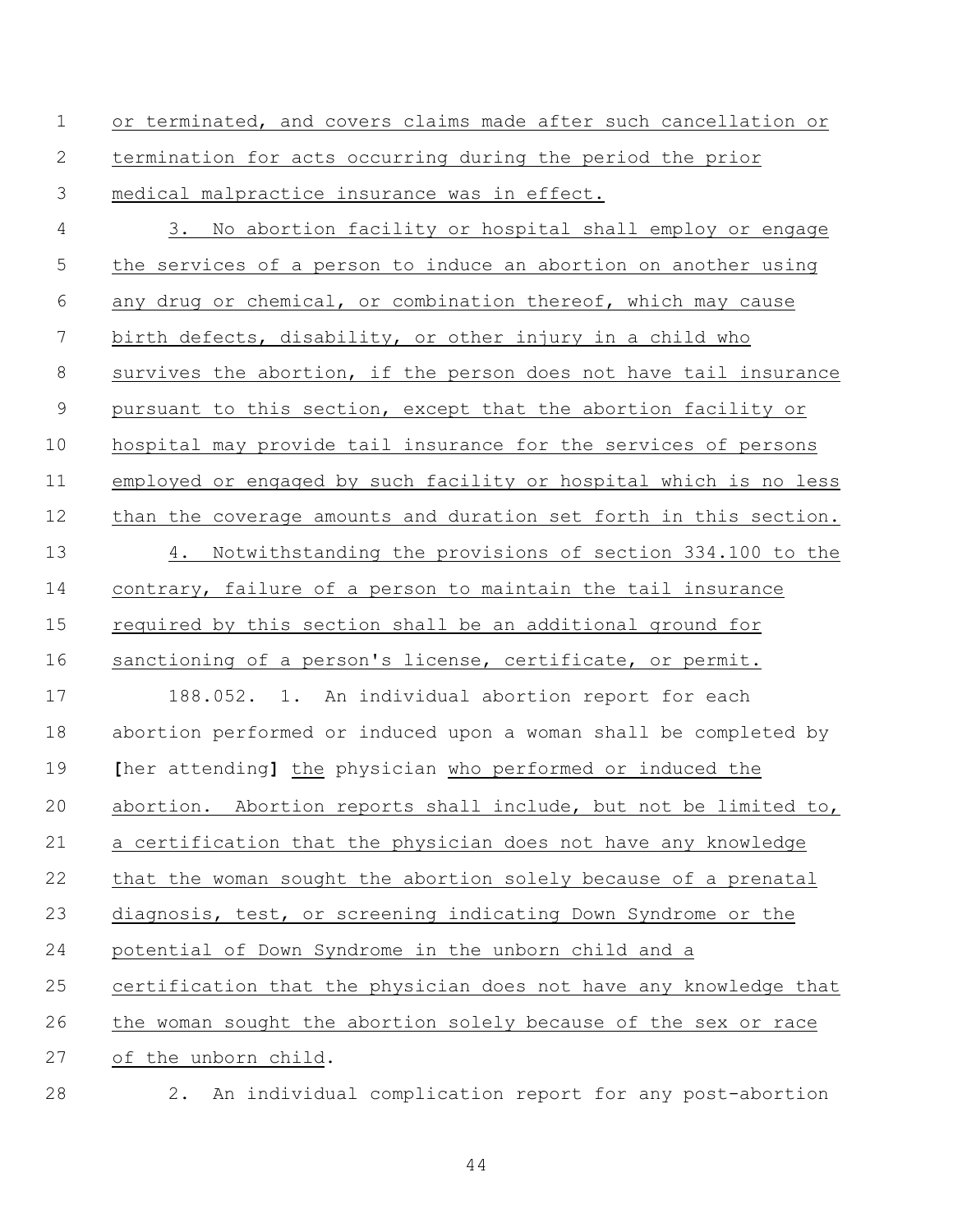or terminated, and covers claims made after such cancellation or termination for acts occurring during the period the prior medical malpractice insurance was in effect.

3. No abortion facility or hospital shall employ or engage the services of a person to induce an abortion on another using any drug or chemical, or combination thereof, which may cause birth defects, disability, or other injury in a child who survives the abortion, if the person does not have tail insurance pursuant to this section, except that the abortion facility or hospital may provide tail insurance for the services of persons employed or engaged by such facility or hospital which is no less than the coverage amounts and duration set forth in this section.

4. Notwithstanding the provisions of section 334.100 to the contrary, failure of a person to maintain the tail insurance required by this section shall be an additional ground for sanctioning of a person's license, certificate, or permit.

188.052. 1. An individual abortion report for each abortion performed or induced upon a woman shall be completed by [her attending] the physician who performed or induced the abortion. Abortion reports shall include, but not be limited to, a certification that the physician does not have any knowledge that the woman sought the abortion solely because of a prenatal diagnosis, test, or screening indicating Down Syndrome or the potential of Down Syndrome in the unborn child and a certification that the physician does not have any knowledge that the woman sought the abortion solely because of the sex or race of the unborn child.

2. An individual complication report for any post-abortion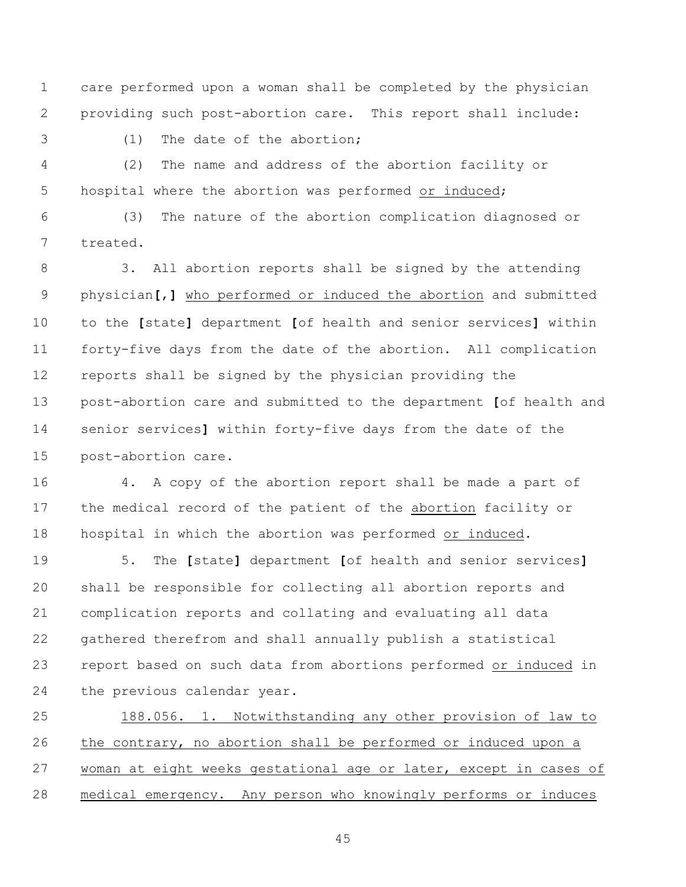care performed upon a woman shall be completed by the physician providing such post-abortion care. This report shall include:

(1) The date of the abortion;

(2) The name and address of the abortion facility or hospital where the abortion was performed <u>or induced</u>;

(3) The nature of the abortion complication diagnosed or treated.

3. All abortion reports shall be signed by the attending physician**[**,**]** <u>who performed or induced the abortion</u> and submitted to the **[**state**]** department **[**of health and senior services**]** within forty-five days from the date of the abortion. All complication reports shall be signed by the physician providing the post-abortion care and submitted to the department **[**of health and senior services**]** within forty-five days from the date of the post-abortion care.

4. A copy of the abortion report shall be made a part of the medical record of the patient of the <u>abortion</u> facility or hospital in which the abortion was performed <u>or induced</u>.

5. The **[**state**]** department **[**of health and senior services**]** shall be responsible for collecting all abortion reports and complication reports and collating and evaluating all data gathered therefrom and shall annually publish a statistical report based on such data from abortions performed <u>or induced</u> in the previous calendar year.

<u>188.056. 1. Notwithstanding any other provision of law to the contrary, no abortion shall be performed or induced upon a woman at eight weeks gestational age or later, except in cases of medical emergency. Any person who knowingly performs or induces</u>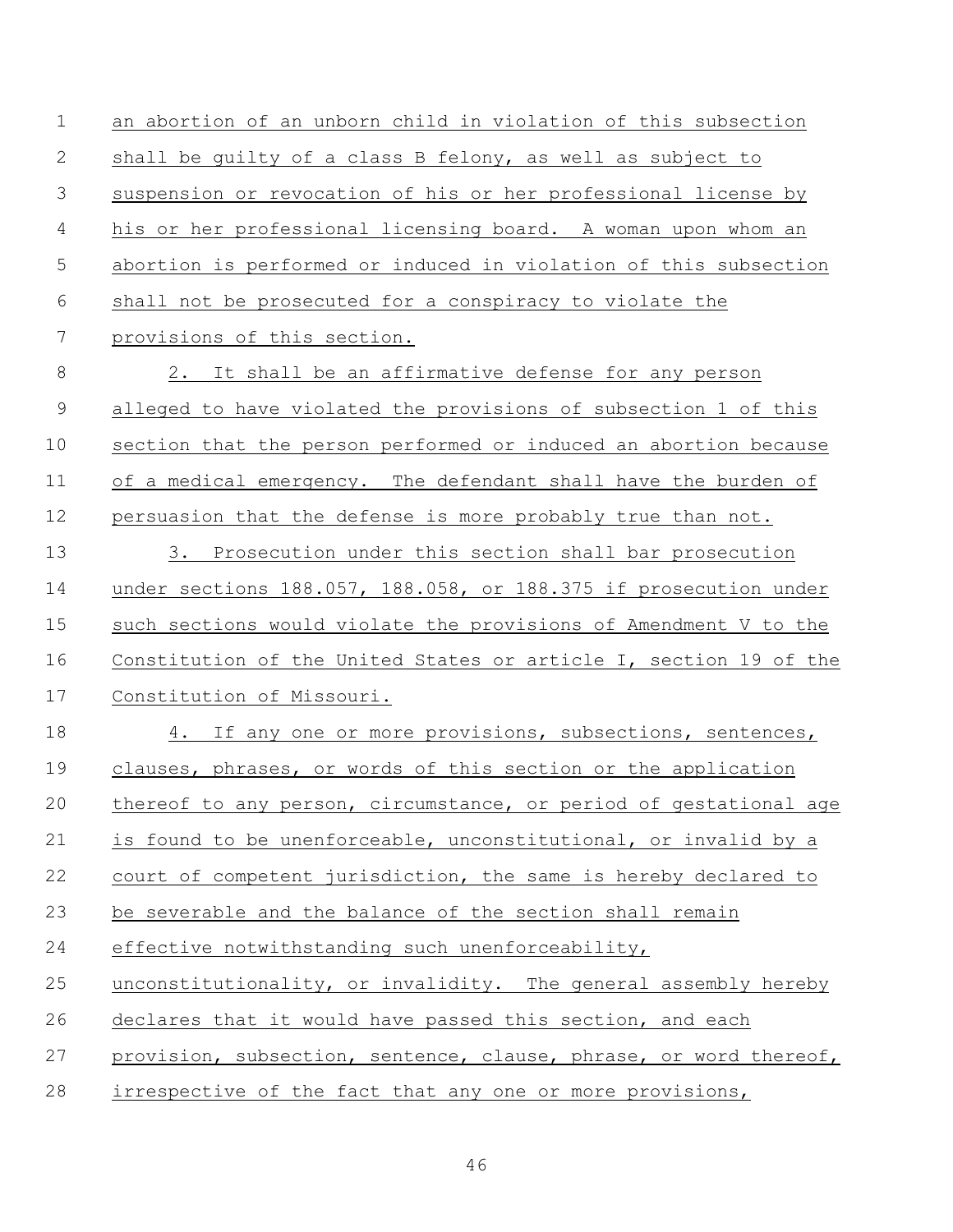an abortion of an unborn child in violation of this subsection shall be guilty of a class B felony, as well as subject to suspension or revocation of his or her professional license by his or her professional licensing board. A woman upon whom an abortion is performed or induced in violation of this subsection shall not be prosecuted for a conspiracy to violate the provisions of this section.

2. It shall be an affirmative defense for any person alleged to have violated the provisions of subsection 1 of this section that the person performed or induced an abortion because of a medical emergency. The defendant shall have the burden of persuasion that the defense is more probably true than not.

3. Prosecution under this section shall bar prosecution under sections 188.057, 188.058, or 188.375 if prosecution under such sections would violate the provisions of Amendment V to the Constitution of the United States or article I, section 19 of the Constitution of Missouri.

4. If any one or more provisions, subsections, sentences, clauses, phrases, or words of this section or the application thereof to any person, circumstance, or period of gestational age is found to be unenforceable, unconstitutional, or invalid by a court of competent jurisdiction, the same is hereby declared to be severable and the balance of the section shall remain effective notwithstanding such unenforceability, unconstitutionality, or invalidity. The general assembly hereby declares that it would have passed this section, and each provision, subsection, sentence, clause, phrase, or word thereof, irrespective of the fact that any one or more provisions,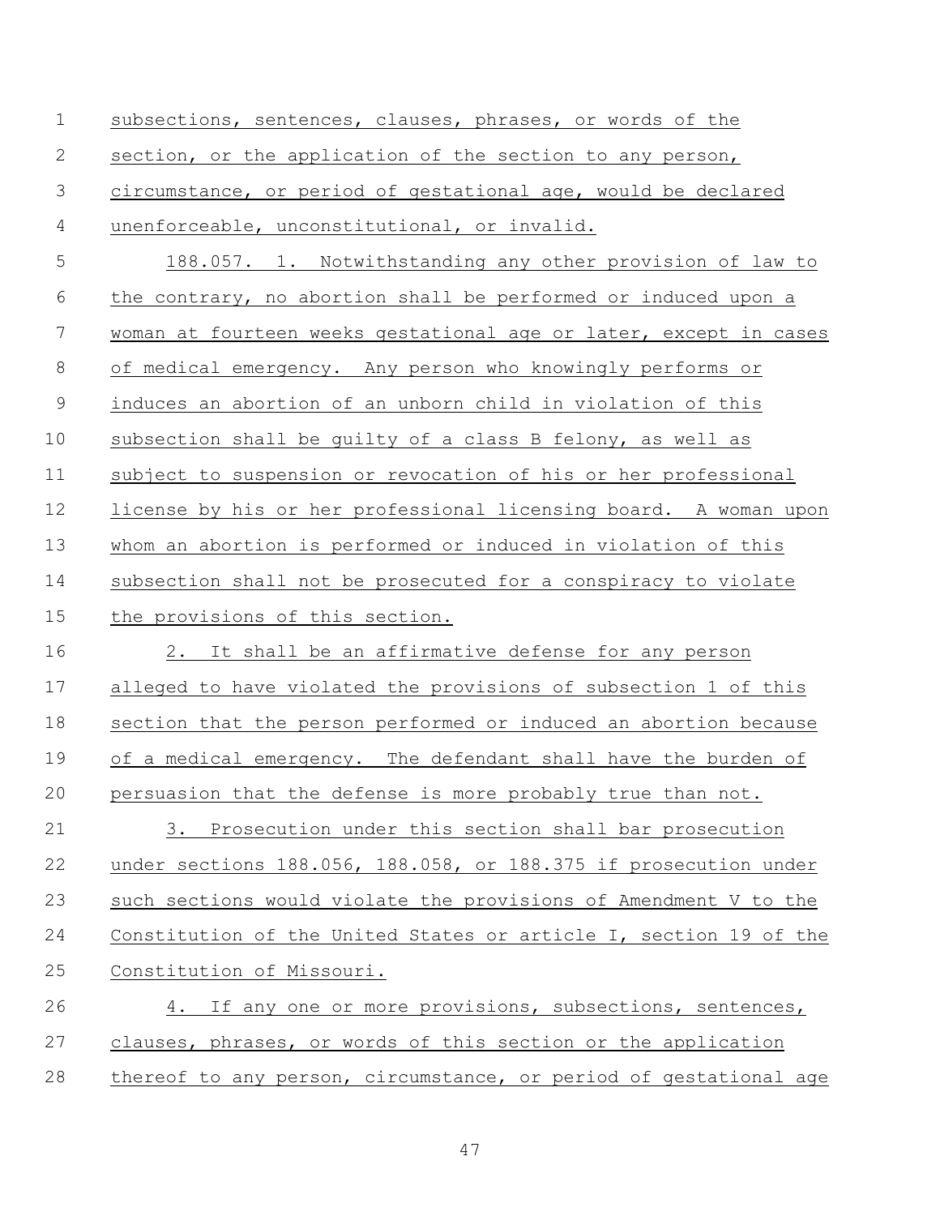subsections, sentences, clauses, phrases, or words of the section, or the application of the section to any person, circumstance, or period of gestational age, would be declared unenforceable, unconstitutional, or invalid.

188.057. 1. Notwithstanding any other provision of law to the contrary, no abortion shall be performed or induced upon a woman at fourteen weeks gestational age or later, except in cases of medical emergency. Any person who knowingly performs or induces an abortion of an unborn child in violation of this subsection shall be guilty of a class B felony, as well as subject to suspension or revocation of his or her professional license by his or her professional licensing board. A woman upon whom an abortion is performed or induced in violation of this subsection shall not be prosecuted for a conspiracy to violate the provisions of this section.

2. It shall be an affirmative defense for any person alleged to have violated the provisions of subsection 1 of this section that the person performed or induced an abortion because of a medical emergency. The defendant shall have the burden of persuasion that the defense is more probably true than not.

3. Prosecution under this section shall bar prosecution under sections 188.056, 188.058, or 188.375 if prosecution under such sections would violate the provisions of Amendment V to the Constitution of the United States or article I, section 19 of the Constitution of Missouri.

4. If any one or more provisions, subsections, sentences, clauses, phrases, or words of this section or the application thereof to any person, circumstance, or period of gestational age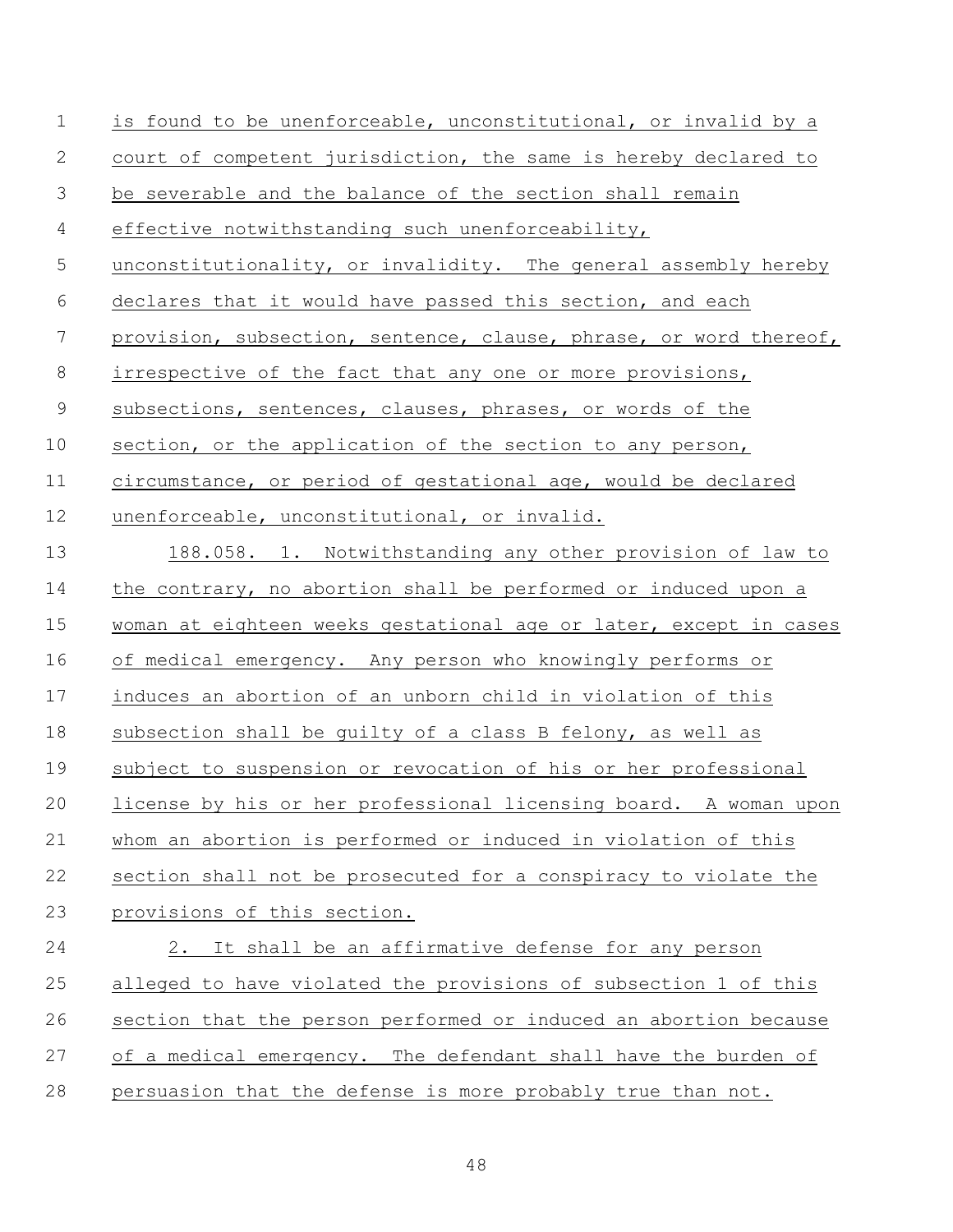is found to be unenforceable, unconstitutional, or invalid by a court of competent jurisdiction, the same is hereby declared to be severable and the balance of the section shall remain effective notwithstanding such unenforceability, unconstitutionality, or invalidity. The general assembly hereby declares that it would have passed this section, and each provision, subsection, sentence, clause, phrase, or word thereof, irrespective of the fact that any one or more provisions, subsections, sentences, clauses, phrases, or words of the section, or the application of the section to any person, circumstance, or period of gestational age, would be declared unenforceable, unconstitutional, or invalid.

188.058. 1. Notwithstanding any other provision of law to the contrary, no abortion shall be performed or induced upon a woman at eighteen weeks gestational age or later, except in cases of medical emergency. Any person who knowingly performs or induces an abortion of an unborn child in violation of this subsection shall be guilty of a class B felony, as well as subject to suspension or revocation of his or her professional license by his or her professional licensing board. A woman upon whom an abortion is performed or induced in violation of this section shall not be prosecuted for a conspiracy to violate the provisions of this section.

2. It shall be an affirmative defense for any person alleged to have violated the provisions of subsection 1 of this section that the person performed or induced an abortion because of a medical emergency. The defendant shall have the burden of persuasion that the defense is more probably true than not.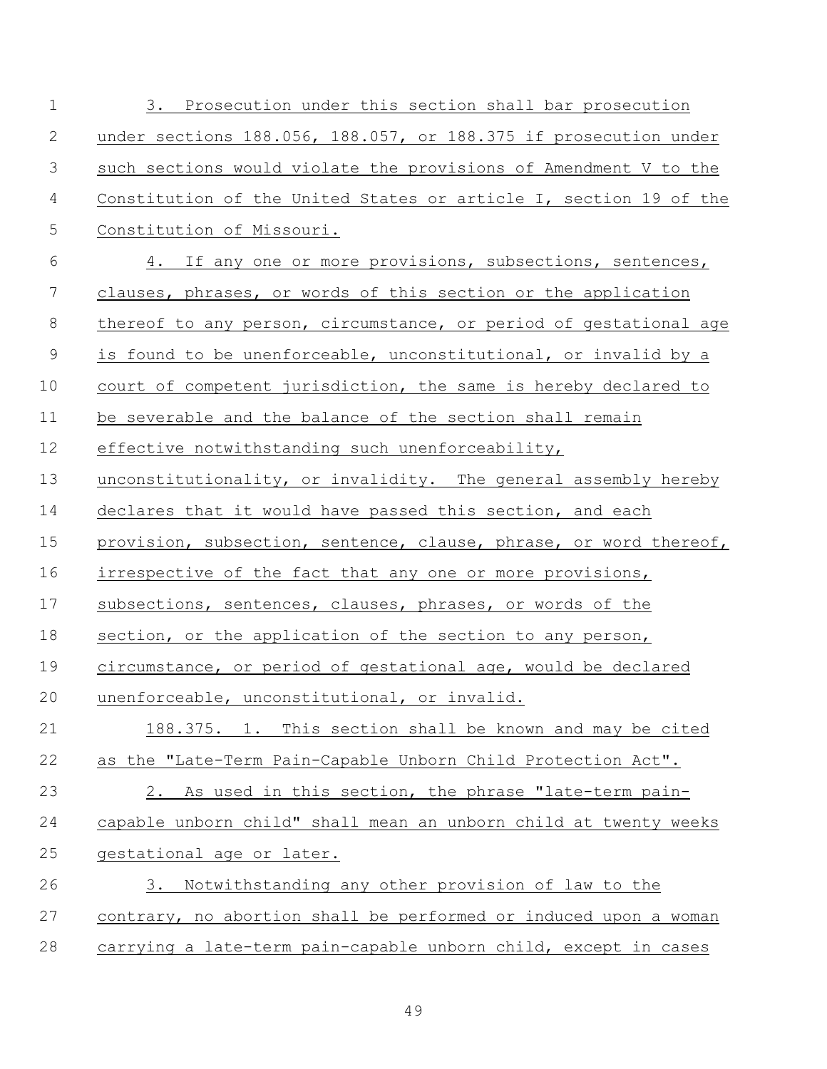3. Prosecution under this section shall bar prosecution under sections 188.056, 188.057, or 188.375 if prosecution under such sections would violate the provisions of Amendment V to the Constitution of the United States or article I, section 19 of the Constitution of Missouri.

4. If any one or more provisions, subsections, sentences, clauses, phrases, or words of this section or the application thereof to any person, circumstance, or period of gestational age is found to be unenforceable, unconstitutional, or invalid by a court of competent jurisdiction, the same is hereby declared to be severable and the balance of the section shall remain effective notwithstanding such unenforceability, unconstitutionality, or invalidity. The general assembly hereby declares that it would have passed this section, and each provision, subsection, sentence, clause, phrase, or word thereof, irrespective of the fact that any one or more provisions, subsections, sentences, clauses, phrases, or words of the section, or the application of the section to any person, circumstance, or period of gestational age, would be declared unenforceable, unconstitutional, or invalid.

188.375. 1. This section shall be known and may be cited as the "Late-Term Pain-Capable Unborn Child Protection Act".

2. As used in this section, the phrase "late-term pain-capable unborn child" shall mean an unborn child at twenty weeks gestational age or later.

3. Notwithstanding any other provision of law to the contrary, no abortion shall be performed or induced upon a woman carrying a late-term pain-capable unborn child, except in cases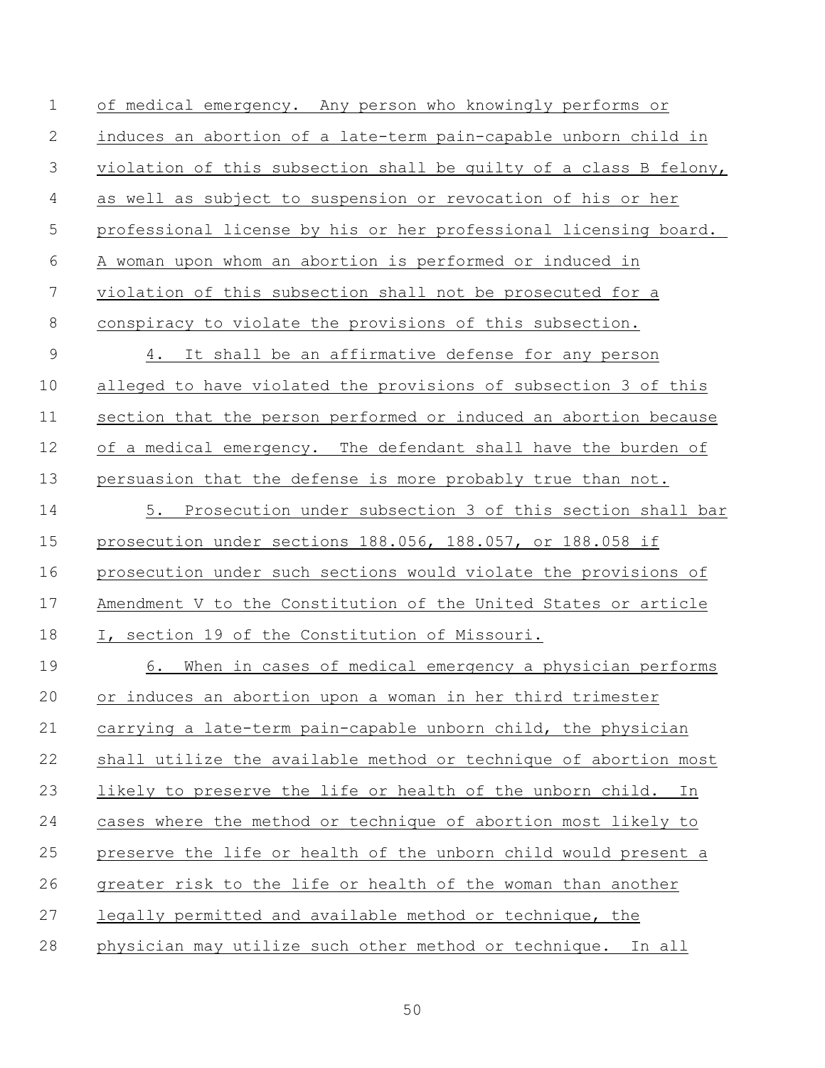of medical emergency. Any person who knowingly performs or induces an abortion of a late-term pain-capable unborn child in violation of this subsection shall be guilty of a class B felony, as well as subject to suspension or revocation of his or her professional license by his or her professional licensing board. A woman upon whom an abortion is performed or induced in violation of this subsection shall not be prosecuted for a conspiracy to violate the provisions of this subsection.

4. It shall be an affirmative defense for any person alleged to have violated the provisions of subsection 3 of this section that the person performed or induced an abortion because of a medical emergency. The defendant shall have the burden of persuasion that the defense is more probably true than not.

5. Prosecution under subsection 3 of this section shall bar prosecution under sections 188.056, 188.057, or 188.058 if prosecution under such sections would violate the provisions of Amendment V to the Constitution of the United States or article I, section 19 of the Constitution of Missouri.

6. When in cases of medical emergency a physician performs or induces an abortion upon a woman in her third trimester carrying a late-term pain-capable unborn child, the physician shall utilize the available method or technique of abortion most likely to preserve the life or health of the unborn child. In cases where the method or technique of abortion most likely to preserve the life or health of the unborn child would present a greater risk to the life or health of the woman than another legally permitted and available method or technique, the physician may utilize such other method or technique. In all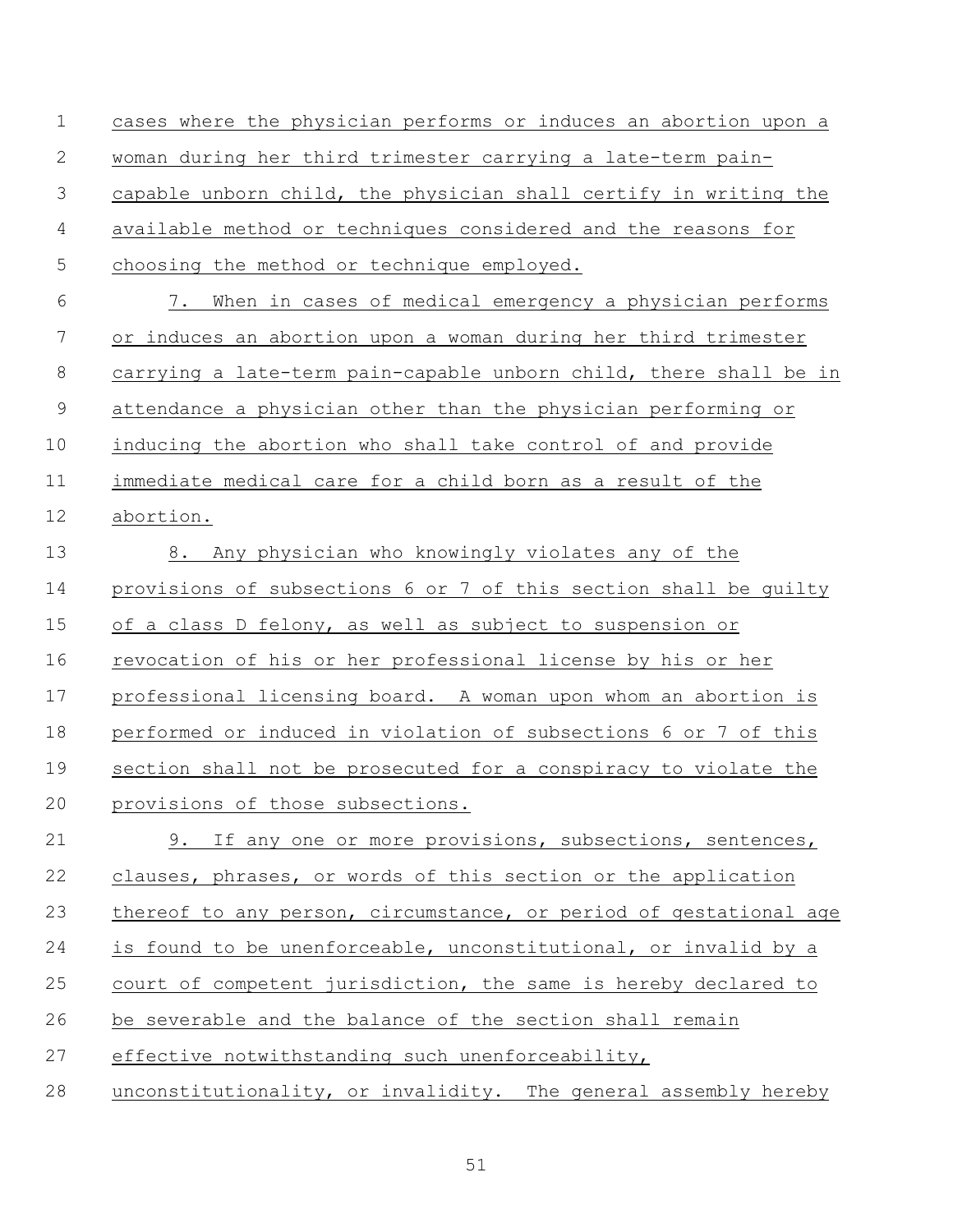cases where the physician performs or induces an abortion upon a woman during her third trimester carrying a late-term pain-capable unborn child, the physician shall certify in writing the available method or techniques considered and the reasons for choosing the method or technique employed.

7. When in cases of medical emergency a physician performs or induces an abortion upon a woman during her third trimester carrying a late-term pain-capable unborn child, there shall be in attendance a physician other than the physician performing or inducing the abortion who shall take control of and provide immediate medical care for a child born as a result of the abortion.

8. Any physician who knowingly violates any of the provisions of subsections 6 or 7 of this section shall be guilty of a class D felony, as well as subject to suspension or revocation of his or her professional license by his or her professional licensing board. A woman upon whom an abortion is performed or induced in violation of subsections 6 or 7 of this section shall not be prosecuted for a conspiracy to violate the provisions of those subsections.

9. If any one or more provisions, subsections, sentences, clauses, phrases, or words of this section or the application thereof to any person, circumstance, or period of gestational age is found to be unenforceable, unconstitutional, or invalid by a court of competent jurisdiction, the same is hereby declared to be severable and the balance of the section shall remain effective notwithstanding such unenforceability, unconstitutionality, or invalidity. The general assembly hereby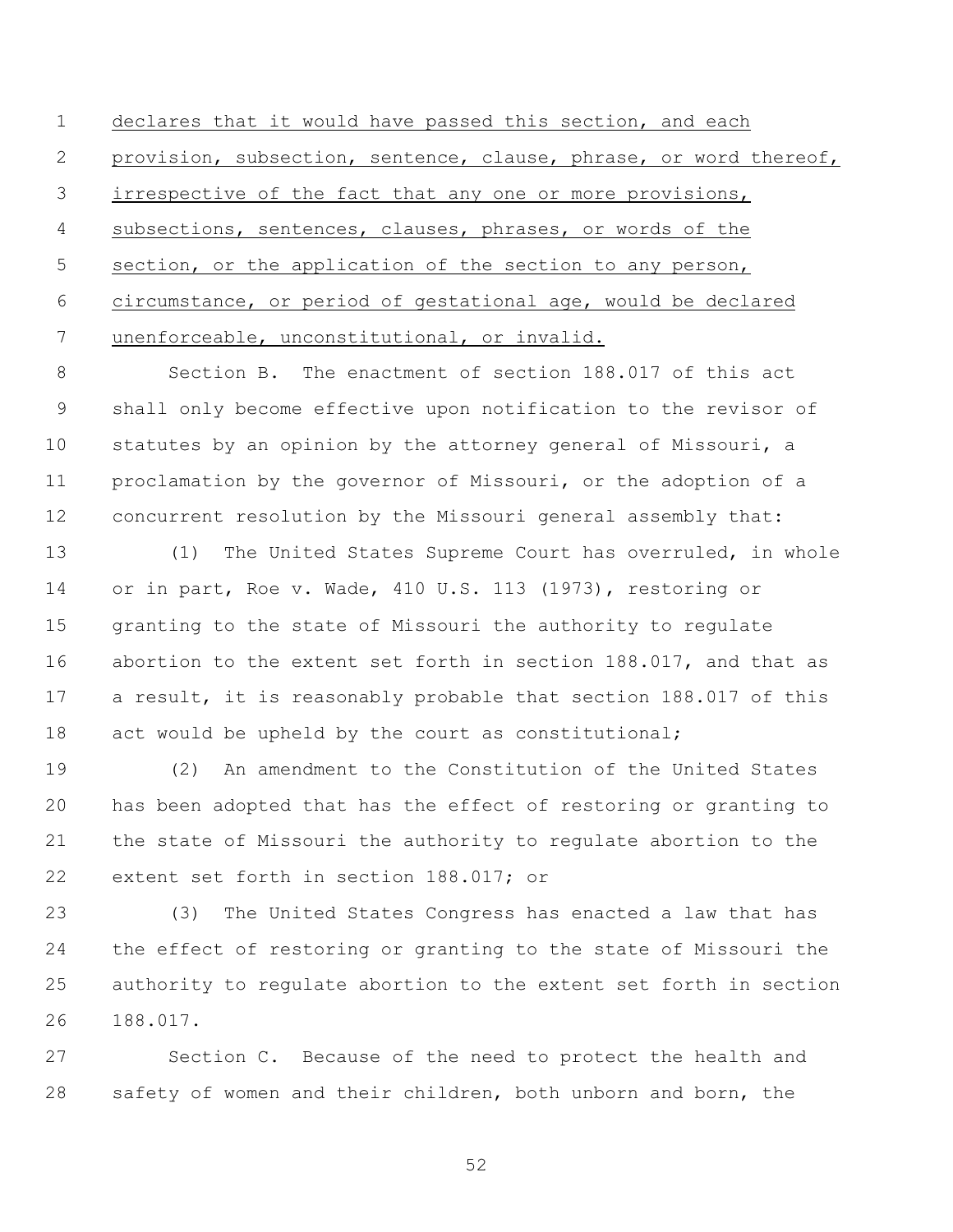declares that it would have passed this section, and each provision, subsection, sentence, clause, phrase, or word thereof, irrespective of the fact that any one or more provisions, subsections, sentences, clauses, phrases, or words of the section, or the application of the section to any person, circumstance, or period of gestational age, would be declared unenforceable, unconstitutional, or invalid.

Section B. The enactment of section 188.017 of this act shall only become effective upon notification to the revisor of statutes by an opinion by the attorney general of Missouri, a proclamation by the governor of Missouri, or the adoption of a concurrent resolution by the Missouri general assembly that:

(1) The United States Supreme Court has overruled, in whole or in part, Roe v. Wade, 410 U.S. 113 (1973), restoring or granting to the state of Missouri the authority to regulate abortion to the extent set forth in section 188.017, and that as a result, it is reasonably probable that section 188.017 of this act would be upheld by the court as constitutional;

(2) An amendment to the Constitution of the United States has been adopted that has the effect of restoring or granting to the state of Missouri the authority to regulate abortion to the extent set forth in section 188.017; or

(3) The United States Congress has enacted a law that has the effect of restoring or granting to the state of Missouri the authority to regulate abortion to the extent set forth in section 188.017.

Section C. Because of the need to protect the health and safety of women and their children, both unborn and born, the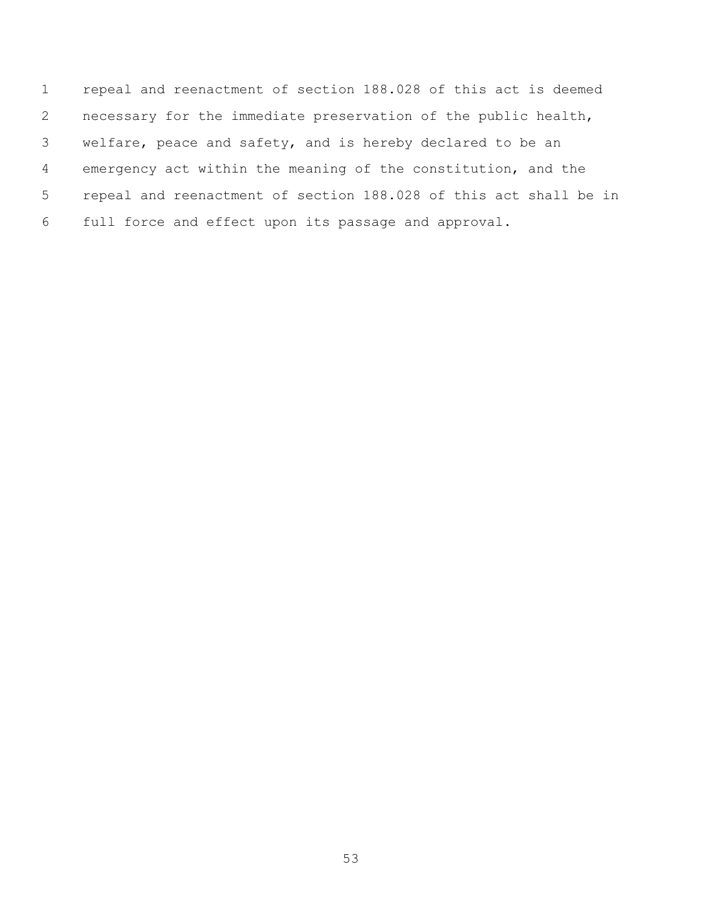repeal and reenactment of section 188.028 of this act is deemed necessary for the immediate preservation of the public health, welfare, peace and safety, and is hereby declared to be an emergency act within the meaning of the constitution, and the repeal and reenactment of section 188.028 of this act shall be in full force and effect upon its passage and approval.